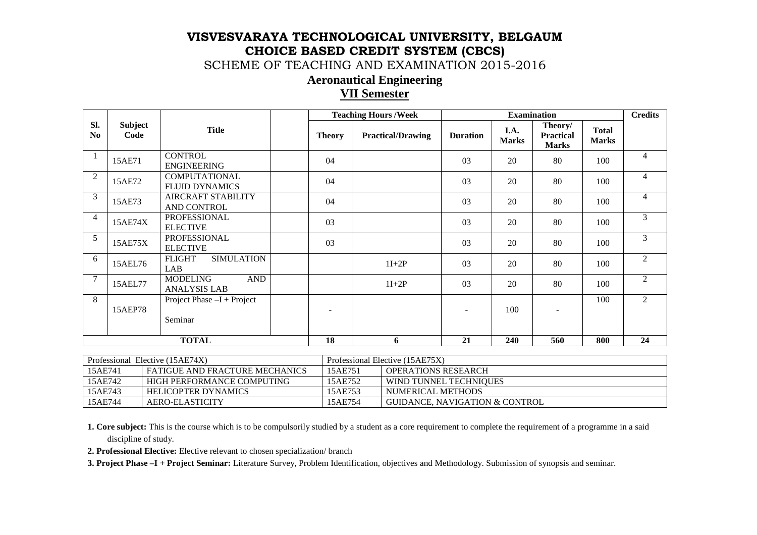# VISVESVARAYA TECHNOLOGICAL UNIVERSITY, BELGAUM

## CHOICE BASED CREDIT SYSTEM (CBCS)

SCHEME OF TEACHING AND EXAMINATION 2015-2016

### Aeronautical Engineering

### VII Semester

| Sl. No | Subject Code | Title | | Teaching Hours /Week | | Examination | | | | Credits |
|---|---|---|---|---|---|---|---|---|---|---|
| | | | | Theory | Practical/Drawing | Duration | I.A. Marks | Theory/ Practical Marks | Total Marks | |
| 1 | 15AE71 | CONTROL ENGINEERING | | 04 | | 03 | 20 | 80 | 100 | 4 |
| 2 | 15AE72 | COMPUTATIONAL FLUID DYNAMICS | | 04 | | 03 | 20 | 80 | 100 | 4 |
| 3 | 15AE73 | AIRCRAFT STABILITY AND CONTROL | | 04 | | 03 | 20 | 80 | 100 | 4 |
| 4 | 15AE74X | PROFESSIONAL ELECTIVE | | 03 | | 03 | 20 | 80 | 100 | 3 |
| 5 | 15AE75X | PROFESSIONAL ELECTIVE | | 03 | | 03 | 20 | 80 | 100 | 3 |
| 6 | 15AEL76 | FLIGHT SIMULATION LAB | | | 1I+2P | 03 | 20 | 80 | 100 | 2 |
| 7 | 15AEL77 | MODELING AND ANALYSIS LAB | | | 1I+2P | 03 | 20 | 80 | 100 | 2 |
| 8 | 15AEP78 | Project Phase –I + Project Seminar | | - | | - | 100 | - | 100 | 2 |
| **TOTAL** | | | | **18** | **6** | **21** | **240** | **560** | **800** | **24** |

| Professional Elective (15AE74X) | | Professional Elective (15AE75X) | |
|---|---|---|---|
| 15AE741 | FATIGUE AND FRACTURE MECHANICS | 15AE751 | OPERATIONS RESEARCH |
| 15AE742 | HIGH PERFORMANCE COMPUTING | 15AE752 | WIND TUNNEL TECHNIQUES |
| 15AE743 | HELICOPTER DYNAMICS | 15AE753 | NUMERICAL METHODS |
| 15AE744 | AERO-ELASTICITY | 15AE754 | GUIDANCE, NAVIGATION & CONTROL |

**1. Core subject:** This is the course which is to be compulsorily studied by a student as a core requirement to complete the requirement of a programme in a said discipline of study.

**2. Professional Elective:** Elective relevant to chosen specialization/ branch

**3. Project Phase –I + Project Seminar:** Literature Survey, Problem Identification, objectives and Methodology. Submission of synopsis and seminar.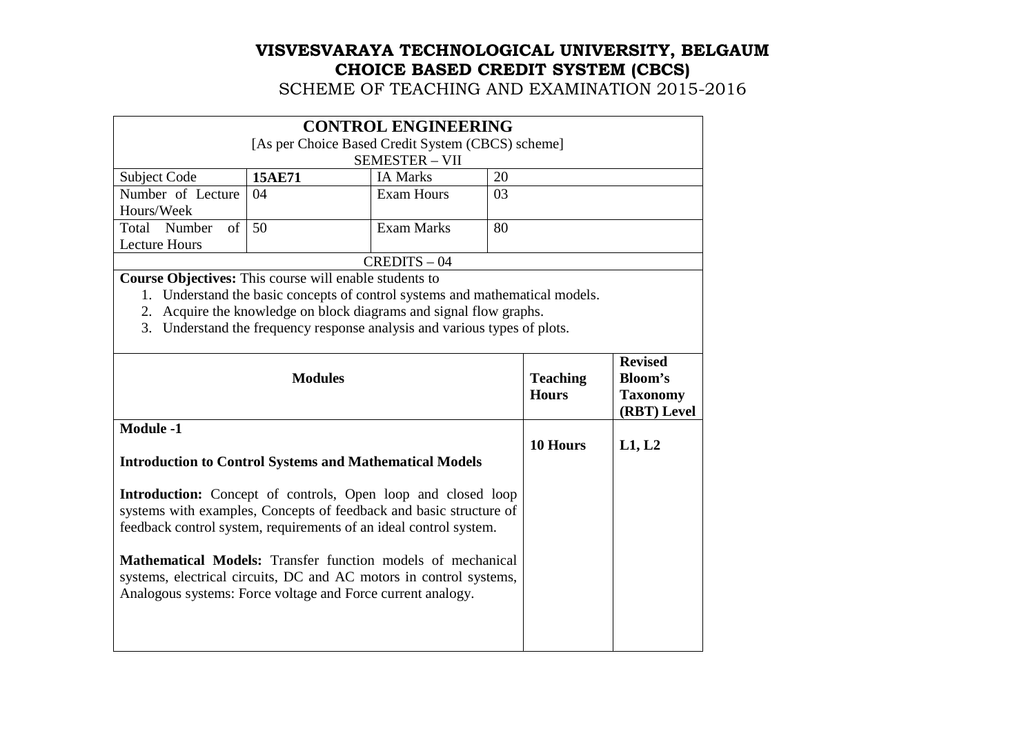# VISVESVARAYA TECHNOLOGICAL UNIVERSITY, BELGAUM
## CHOICE BASED CREDIT SYSTEM (CBCS)
SCHEME OF TEACHING AND EXAMINATION 2015-2016

**CONTROL ENGINEERING**
[As per Choice Based Credit System (CBCS) scheme]
SEMESTER – VII

| Subject Code | **15AE71** | IA Marks | 20 |
|---|---|---|---|
| Number of Lecture Hours/Week | 04 | Exam Hours | 03 |
| Total Number of Lecture Hours | 50 | Exam Marks | 80 |

CREDITS – 04

**Course Objectives:** This course will enable students to

1. Understand the basic concepts of control systems and mathematical models.
2. Acquire the knowledge on block diagrams and signal flow graphs.
3. Understand the frequency response analysis and various types of plots.

| **Modules** | **Teaching Hours** | **Revised Bloom's Taxonomy (RBT) Level** |
|---|---|---|
| **Module -1**<br><br>**Introduction to Control Systems and Mathematical Models**<br><br>**Introduction:** Concept of controls, Open loop and closed loop systems with examples, Concepts of feedback and basic structure of feedback control system, requirements of an ideal control system.<br><br>**Mathematical Models:** Transfer function models of mechanical systems, electrical circuits, DC and AC motors in control systems, Analogous systems: Force voltage and Force current analogy. | **10 Hours** | **L1, L2** |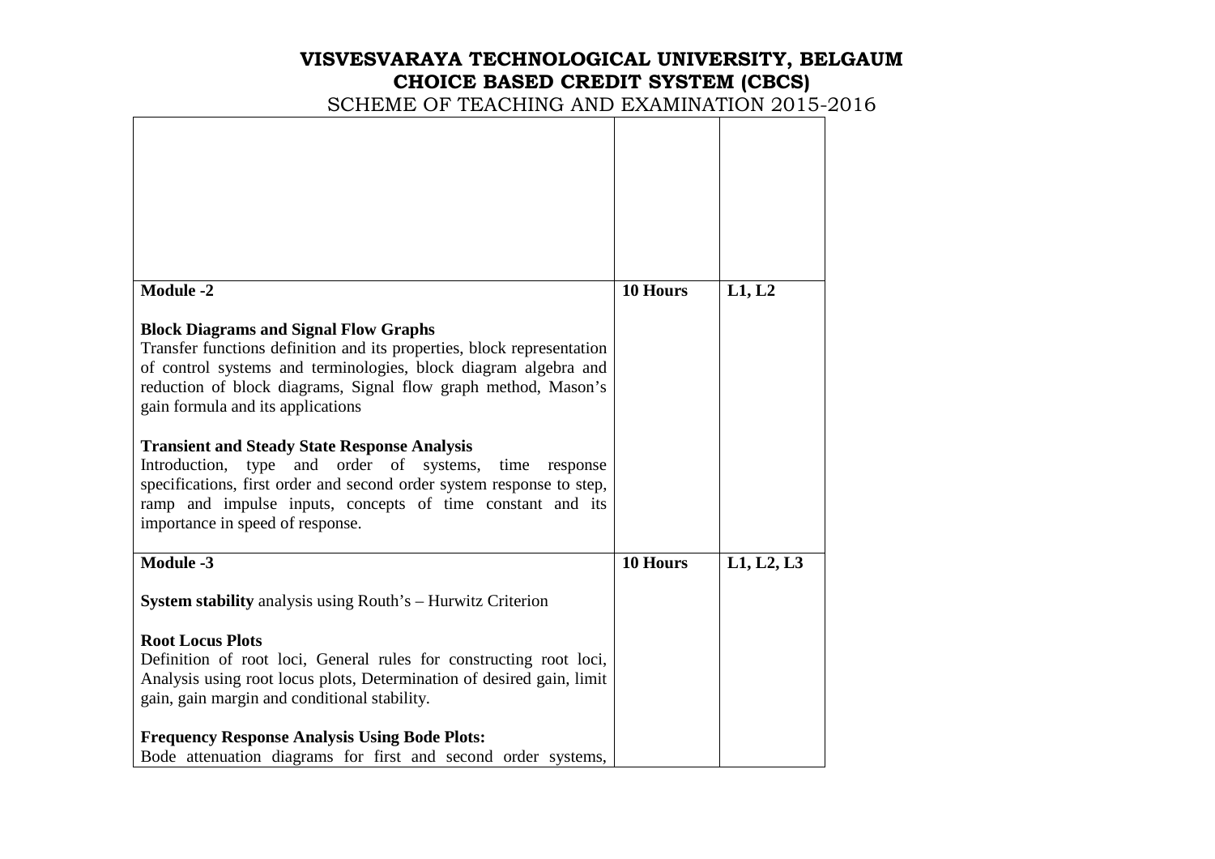# VISVESVARAYA TECHNOLOGICAL UNIVERSITY, BELGAUM
## CHOICE BASED CREDIT SYSTEM (CBCS)
SCHEME OF TEACHING AND EXAMINATION 2015-2016

| | | |
|---|---|---|
| | | |
| **Module -2**<br><br>**Block Diagrams and Signal Flow Graphs**<br>Transfer functions definition and its properties, block representation of control systems and terminologies, block diagram algebra and reduction of block diagrams, Signal flow graph method, Mason's gain formula and its applications<br><br>**Transient and Steady State Response Analysis**<br>Introduction, type and order of systems, time response specifications, first order and second order system response to step, ramp and impulse inputs, concepts of time constant and its importance in speed of response. | **10 Hours** | **L1, L2** |
| **Module -3**<br><br>**System stability** analysis using Routh's – Hurwitz Criterion<br><br>**Root Locus Plots**<br>Definition of root loci, General rules for constructing root loci, Analysis using root locus plots, Determination of desired gain, limit gain, gain margin and conditional stability.<br><br>**Frequency Response Analysis Using Bode Plots:**<br>Bode attenuation diagrams for first and second order systems, | **10 Hours** | **L1, L2, L3** |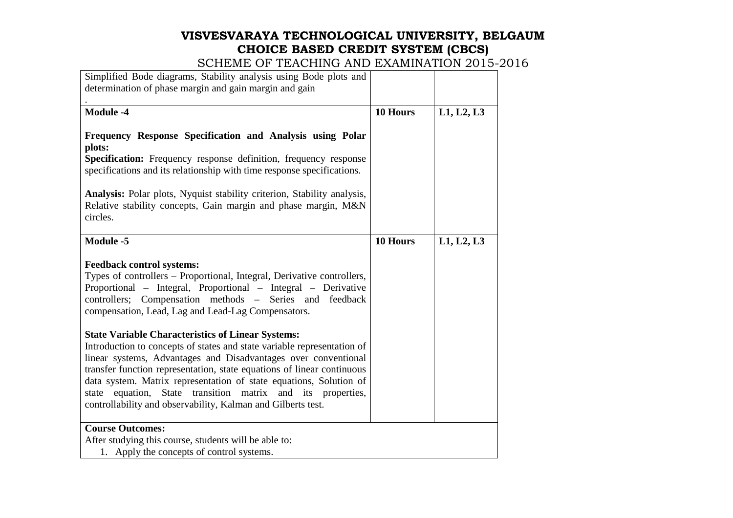| | | |
|---|---|---|
| Simplified Bode diagrams, Stability analysis using Bode plots and determination of phase margin and gain margin and gain<br>. | | |
| **Module -4**<br><br>**Frequency Response Specification and Analysis using Polar plots:**<br>**Specification:** Frequency response definition, frequency response specifications and its relationship with time response specifications.<br><br>**Analysis:** Polar plots, Nyquist stability criterion, Stability analysis, Relative stability concepts, Gain margin and phase margin, M&N circles. | **10 Hours** | **L1, L2, L3** |
| **Module -5**<br><br>**Feedback control systems:**<br>Types of controllers – Proportional, Integral, Derivative controllers, Proportional – Integral, Proportional – Integral – Derivative controllers; Compensation methods – Series and feedback compensation, Lead, Lag and Lead-Lag Compensators.<br><br>**State Variable Characteristics of Linear Systems:**<br>Introduction to concepts of states and state variable representation of linear systems, Advantages and Disadvantages over conventional transfer function representation, state equations of linear continuous data system. Matrix representation of state equations, Solution of state equation, State transition matrix and its properties, controllability and observability, Kalman and Gilberts test. | **10 Hours** | **L1, L2, L3** |
| **Course Outcomes:**<br>After studying this course, students will be able to:<br>1. Apply the concepts of control systems. | | |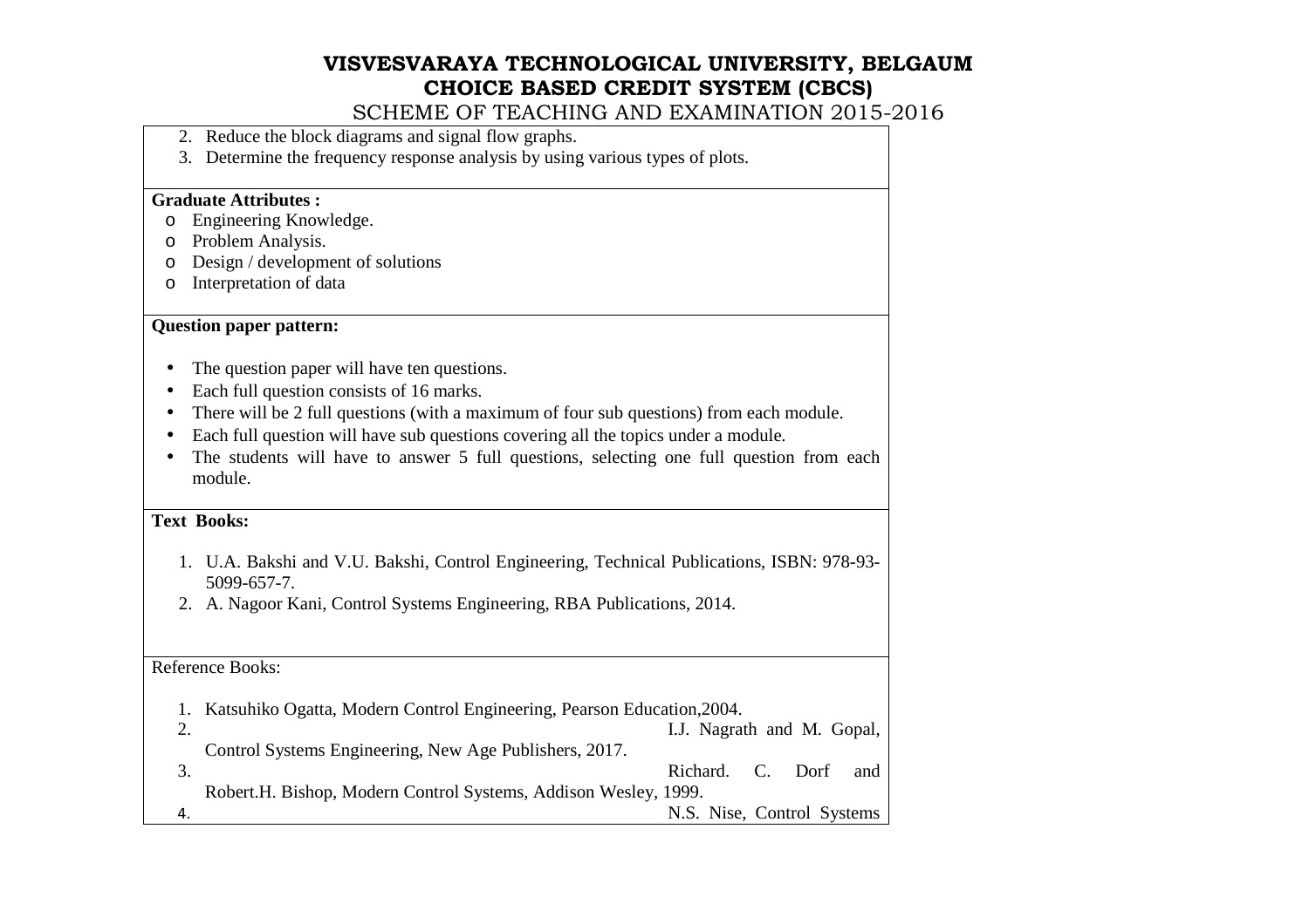2. Reduce the block diagrams and signal flow graphs.
3. Determine the frequency response analysis by using various types of plots.

**Graduate Attributes :**

- Engineering Knowledge.
- Problem Analysis.
- Design / development of solutions
- Interpretation of data

**Question paper pattern:**

- The question paper will have ten questions.
- Each full question consists of 16 marks.
- There will be 2 full questions (with a maximum of four sub questions) from each module.
- Each full question will have sub questions covering all the topics under a module.
- The students will have to answer 5 full questions, selecting one full question from each module.

**Text Books:**

1. U.A. Bakshi and V.U. Bakshi, Control Engineering, Technical Publications, ISBN: 978-93-5099-657-7.
2. A. Nagoor Kani, Control Systems Engineering, RBA Publications, 2014.

Reference Books:

1. Katsuhiko Ogatta, Modern Control Engineering, Pearson Education,2004.
2. I.J. Nagrath and M. Gopal, Control Systems Engineering, New Age Publishers, 2017.
3. Richard. C. Dorf and Robert.H. Bishop, Modern Control Systems, Addison Wesley, 1999.
4. N.S. Nise, Control Systems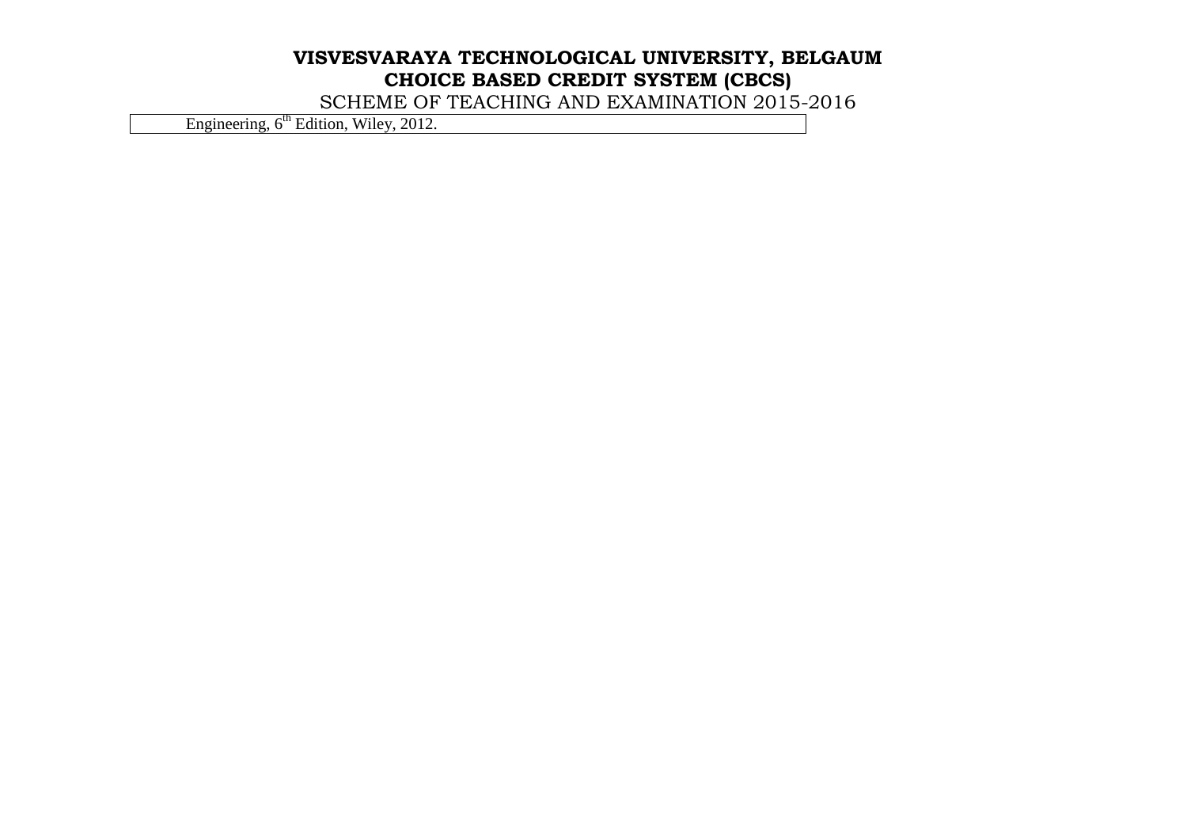| Engineering, 6th Edition, Wiley, 2012. |
| --- |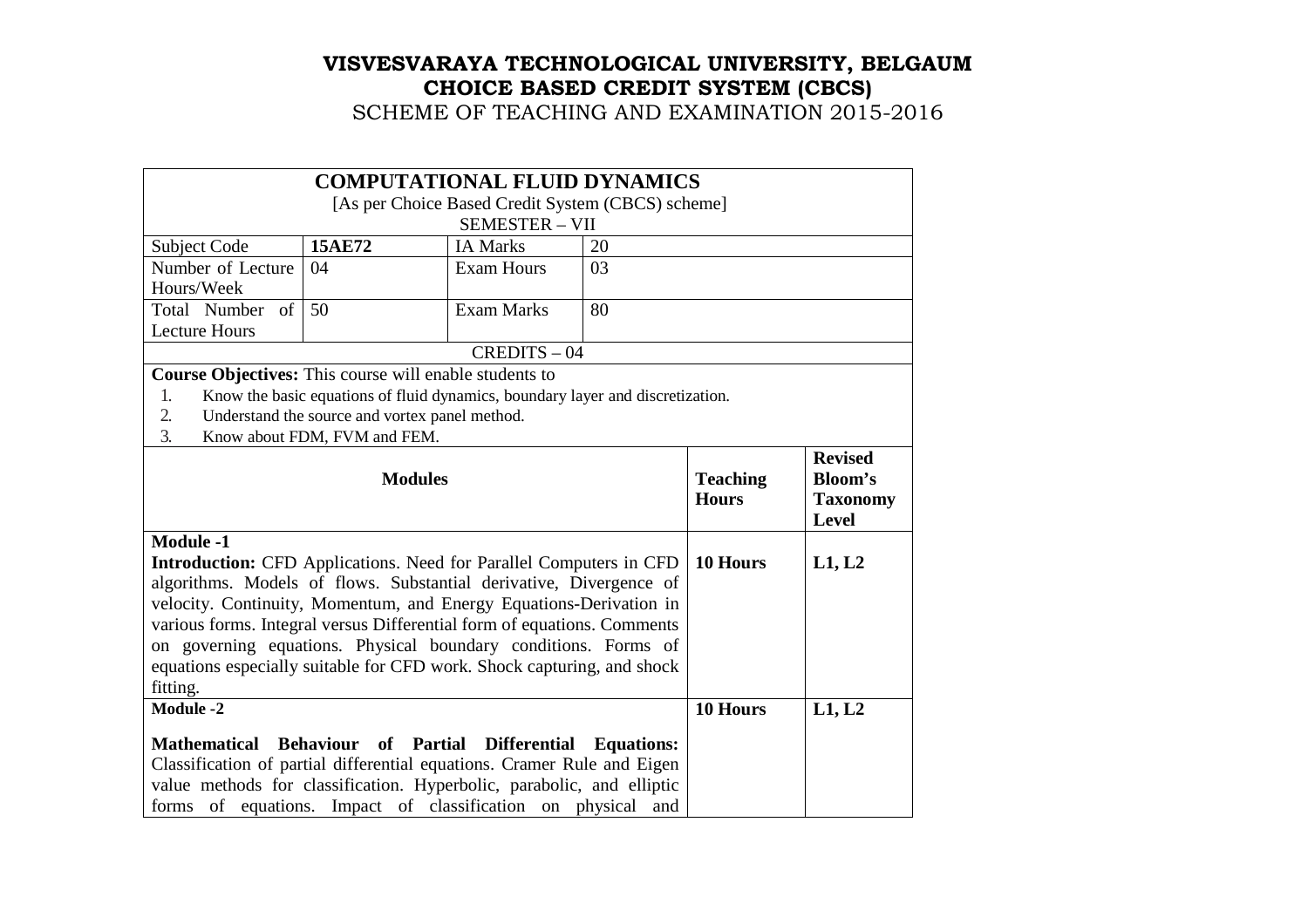# VISVESVARAYA TECHNOLOGICAL UNIVERSITY, BELGAUM
## CHOICE BASED CREDIT SYSTEM (CBCS)
SCHEME OF TEACHING AND EXAMINATION 2015-2016

### COMPUTATIONAL FLUID DYNAMICS

[As per Choice Based Credit System (CBCS) scheme]

SEMESTER – VII

| Subject Code | **15AE72** | IA Marks | 20 |
|---|---|---|---|
| Number of Lecture Hours/Week | 04 | Exam Hours | 03 |
| Total Number of Lecture Hours | 50 | Exam Marks | 80 |

CREDITS – 04

**Course Objectives:** This course will enable students to

1. Know the basic equations of fluid dynamics, boundary layer and discretization.
2. Understand the source and vortex panel method.
3. Know about FDM, FVM and FEM.

| **Modules** | **Teaching Hours** | **Revised Bloom's Taxonomy Level** |
|---|---|---|
| **Module -1**<br>**Introduction:** CFD Applications. Need for Parallel Computers in CFD algorithms. Models of flows. Substantial derivative, Divergence of velocity. Continuity, Momentum, and Energy Equations-Derivation in various forms. Integral versus Differential form of equations. Comments on governing equations. Physical boundary conditions. Forms of equations especially suitable for CFD work. Shock capturing, and shock fitting. | **10 Hours** | **L1, L2** |
| **Module -2**<br>**Mathematical Behaviour of Partial Differential Equations:** Classification of partial differential equations. Cramer Rule and Eigen value methods for classification. Hyperbolic, parabolic, and elliptic forms of equations. Impact of classification on physical and | **10 Hours** | **L1, L2** |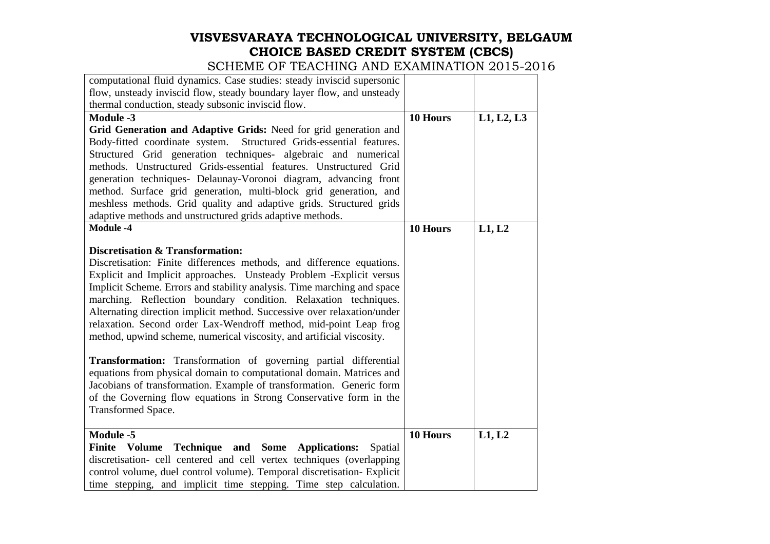| | | |
|---|---|---|
| computational fluid dynamics. Case studies: steady inviscid supersonic flow, unsteady inviscid flow, steady boundary layer flow, and unsteady thermal conduction, steady subsonic inviscid flow. | | |
| **Module -3**<br>**Grid Generation and Adaptive Grids:** Need for grid generation and Body-fitted coordinate system. Structured Grids-essential features. Structured Grid generation techniques- algebraic and numerical methods. Unstructured Grids-essential features. Unstructured Grid generation techniques- Delaunay-Voronoi diagram, advancing front method. Surface grid generation, multi-block grid generation, and meshless methods. Grid quality and adaptive grids. Structured grids adaptive methods and unstructured grids adaptive methods. | **10 Hours** | **L1, L2, L3** |
| **Module -4**<br><br>**Discretisation & Transformation:**<br>Discretisation: Finite differences methods, and difference equations. Explicit and Implicit approaches. Unsteady Problem -Explicit versus Implicit Scheme. Errors and stability analysis. Time marching and space marching. Reflection boundary condition. Relaxation techniques. Alternating direction implicit method. Successive over relaxation/under relaxation. Second order Lax-Wendroff method, mid-point Leap frog method, upwind scheme, numerical viscosity, and artificial viscosity.<br><br>**Transformation:** Transformation of governing partial differential equations from physical domain to computational domain. Matrices and Jacobians of transformation. Example of transformation. Generic form of the Governing flow equations in Strong Conservative form in the Transformed Space. | **10 Hours** | **L1, L2** |
| **Module -5**<br>**Finite Volume Technique and Some Applications:** Spatial discretisation- cell centered and cell vertex techniques (overlapping control volume, duel control volume). Temporal discretisation- Explicit time stepping, and implicit time stepping. Time step calculation. | **10 Hours** | **L1, L2** |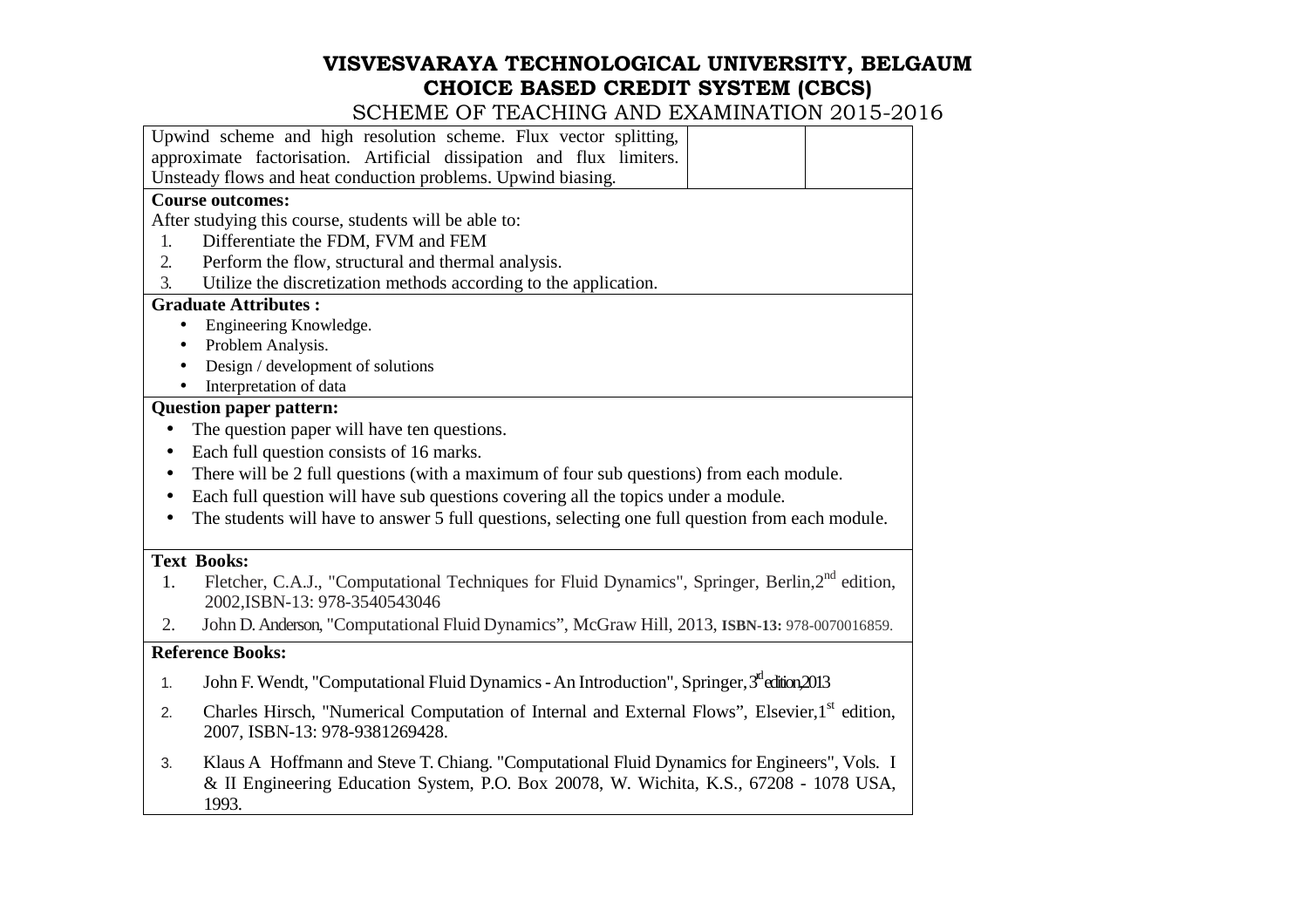# VISVESVARAYA TECHNOLOGICAL UNIVERSITY, BELGAUM
## CHOICE BASED CREDIT SYSTEM (CBCS)
### SCHEME OF TEACHING AND EXAMINATION 2015-2016

| | | |
|---|---|---|
| Upwind scheme and high resolution scheme. Flux vector splitting, approximate factorisation. Artificial dissipation and flux limiters. Unsteady flows and heat conduction problems. Upwind biasing. | | |

**Course outcomes:**

After studying this course, students will be able to:

1. Differentiate the FDM, FVM and FEM
2. Perform the flow, structural and thermal analysis.
3. Utilize the discretization methods according to the application.

**Graduate Attributes :**

- Engineering Knowledge.
- Problem Analysis.
- Design / development of solutions
- Interpretation of data

**Question paper pattern:**

- The question paper will have ten questions.
- Each full question consists of 16 marks.
- There will be 2 full questions (with a maximum of four sub questions) from each module.
- Each full question will have sub questions covering all the topics under a module.
- The students will have to answer 5 full questions, selecting one full question from each module.

**Text Books:**

1. Fletcher, C.A.J., "Computational Techniques for Fluid Dynamics", Springer, Berlin, 2nd edition, 2002, ISBN-13: 978-3540543046
2. John D. Anderson, "Computational Fluid Dynamics", McGraw Hill, 2013, **ISBN-13:** 978-0070016859.

**Reference Books:**

1. John F. Wendt, "Computational Fluid Dynamics - An Introduction", Springer, 3rd edition, 2013
2. Charles Hirsch, "Numerical Computation of Internal and External Flows", Elsevier, 1st edition, 2007, ISBN-13: 978-9381269428.
3. Klaus A Hoffmann and Steve T. Chiang. "Computational Fluid Dynamics for Engineers", Vols. I & II Engineering Education System, P.O. Box 20078, W. Wichita, K.S., 67208 - 1078 USA, 1993.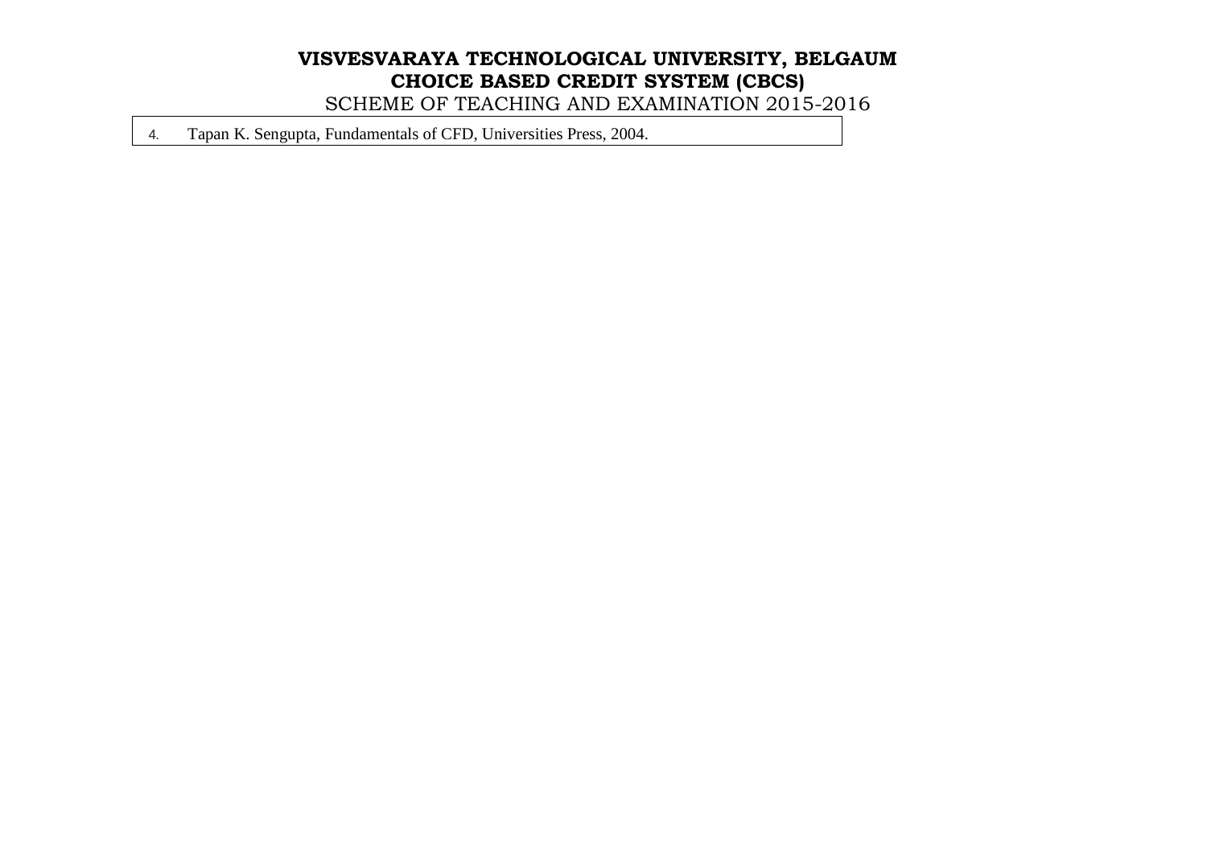| | |
|---|---|
| 4. | Tapan K. Sengupta, Fundamentals of CFD, Universities Press, 2004. |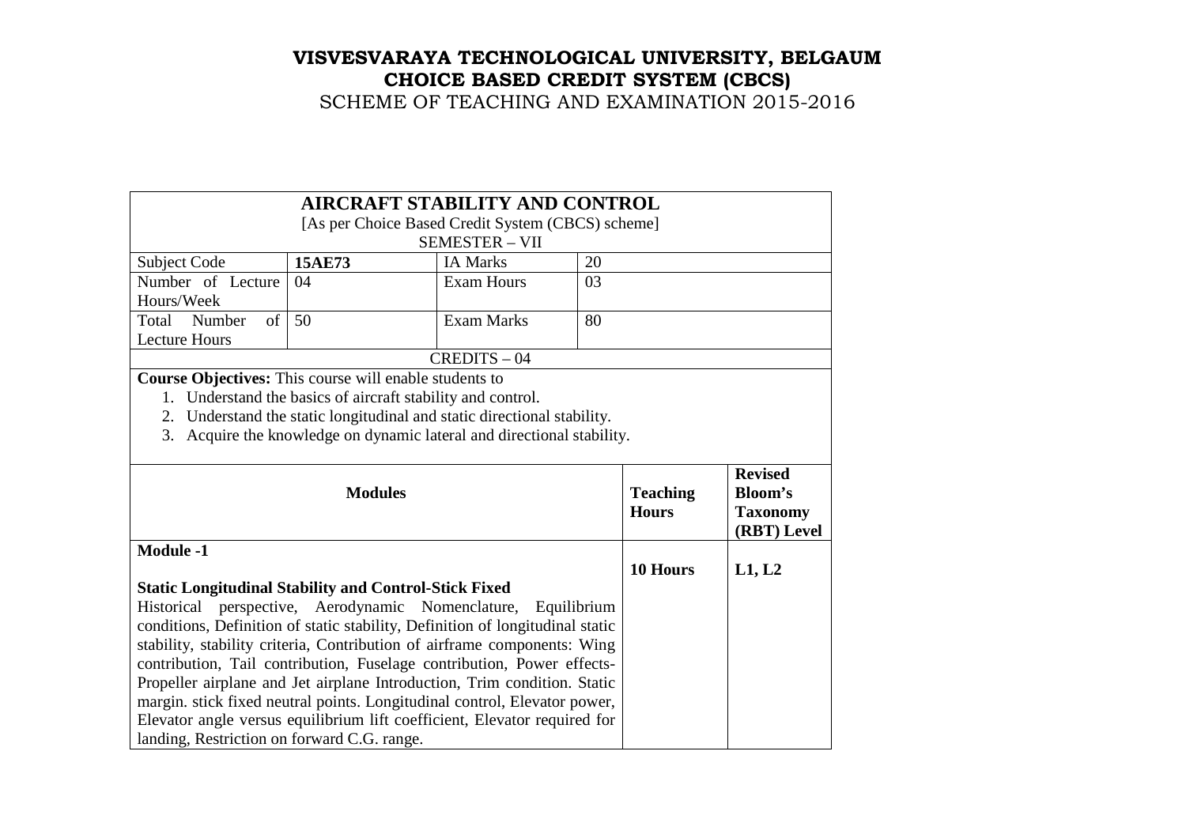# VISVESVARAYA TECHNOLOGICAL UNIVERSITY, BELGAUM
## CHOICE BASED CREDIT SYSTEM (CBCS)
SCHEME OF TEACHING AND EXAMINATION 2015-2016

| **AIRCRAFT STABILITY AND CONTROL**<br>[As per Choice Based Credit System (CBCS) scheme]<br>SEMESTER – VII | | | |
|---|---|---|---|
| Subject Code | **15AE73** | IA Marks | 20 |
| Number of Lecture Hours/Week | 04 | Exam Hours | 03 |
| Total Number of Lecture Hours | 50 | Exam Marks | 80 |
| CREDITS – 04 | | | |

**Course Objectives:** This course will enable students to

1. Understand the basics of aircraft stability and control.
2. Understand the static longitudinal and static directional stability.
3. Acquire the knowledge on dynamic lateral and directional stability.

| **Modules** | **Teaching Hours** | **Revised Bloom's Taxonomy (RBT) Level** |
|---|---|---|
| **Module -1**<br><br>**Static Longitudinal Stability and Control-Stick Fixed**<br>Historical perspective, Aerodynamic Nomenclature, Equilibrium conditions, Definition of static stability, Definition of longitudinal static stability, stability criteria, Contribution of airframe components: Wing contribution, Tail contribution, Fuselage contribution, Power effects-Propeller airplane and Jet airplane Introduction, Trim condition. Static margin. stick fixed neutral points. Longitudinal control, Elevator power, Elevator angle versus equilibrium lift coefficient, Elevator required for landing, Restriction on forward C.G. range. | **10 Hours** | **L1, L2** |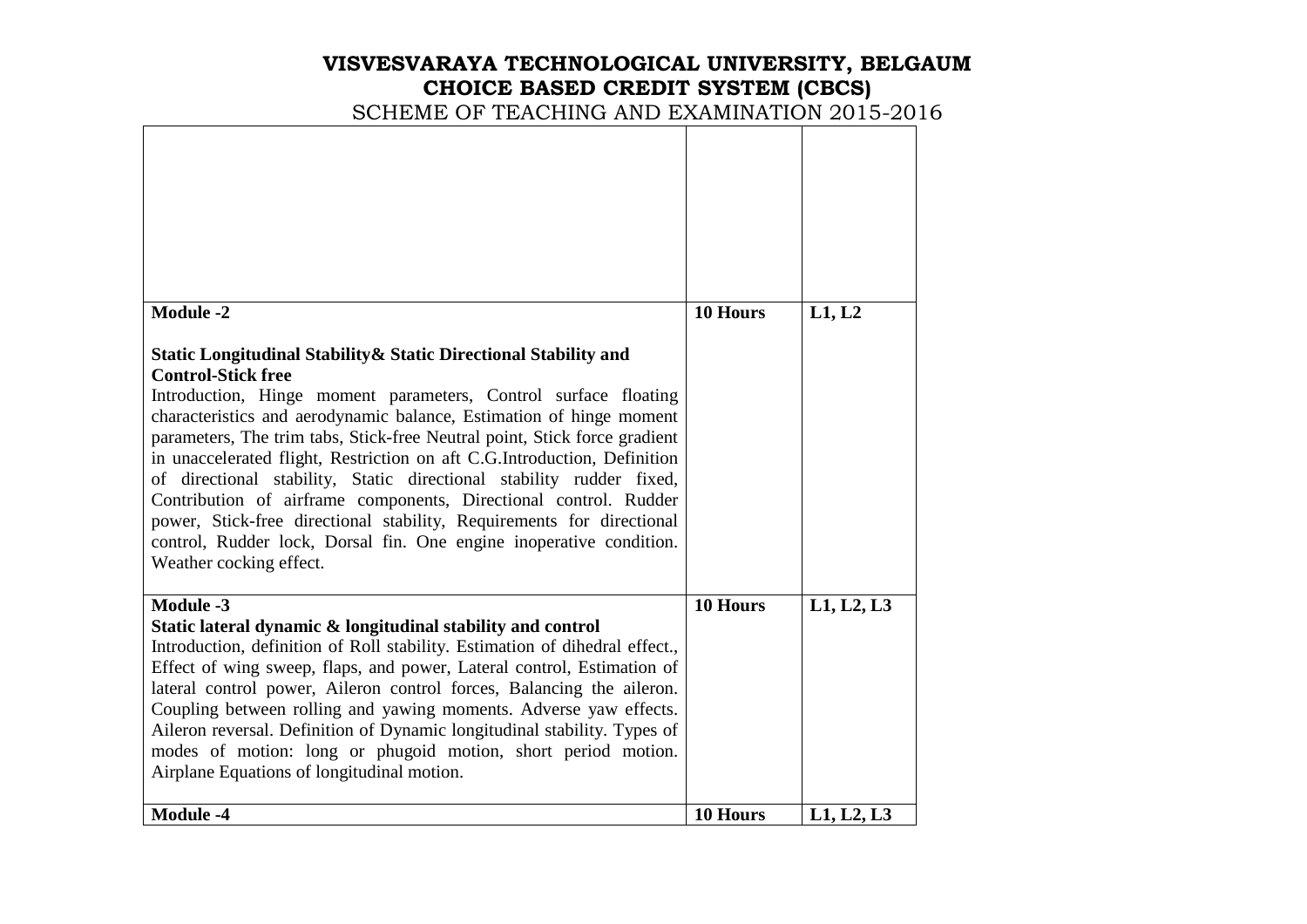# VISVESVARAYA TECHNOLOGICAL UNIVERSITY, BELGAUM
## CHOICE BASED CREDIT SYSTEM (CBCS)
SCHEME OF TEACHING AND EXAMINATION 2015-2016

| | | |
|---|---|---|
| | | |
| **Module -2**<br><br>**Static Longitudinal Stability& Static Directional Stability and Control-Stick free**<br>Introduction, Hinge moment parameters, Control surface floating characteristics and aerodynamic balance, Estimation of hinge moment parameters, The trim tabs, Stick-free Neutral point, Stick force gradient in unaccelerated flight, Restriction on aft C.G.Introduction, Definition of directional stability, Static directional stability rudder fixed, Contribution of airframe components, Directional control. Rudder power, Stick-free directional stability, Requirements for directional control, Rudder lock, Dorsal fin. One engine inoperative condition. Weather cocking effect. | **10 Hours** | **L1, L2** |
| **Module -3**<br>**Static lateral dynamic & longitudinal stability and control**<br>Introduction, definition of Roll stability. Estimation of dihedral effect., Effect of wing sweep, flaps, and power, Lateral control, Estimation of lateral control power, Aileron control forces, Balancing the aileron. Coupling between rolling and yawing moments. Adverse yaw effects. Aileron reversal. Definition of Dynamic longitudinal stability. Types of modes of motion: long or phugoid motion, short period motion. Airplane Equations of longitudinal motion. | **10 Hours** | **L1, L2, L3** |
| **Module -4** | **10 Hours** | **L1, L2, L3** |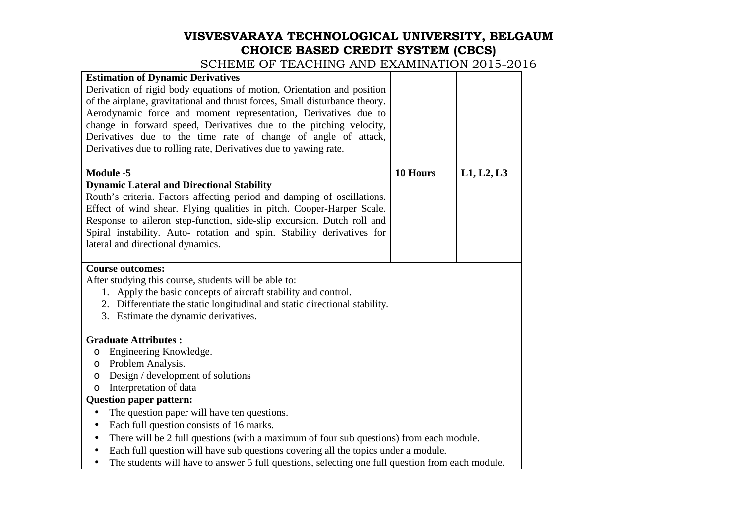# VISVESVARAYA TECHNOLOGICAL UNIVERSITY, BELGAUM
## CHOICE BASED CREDIT SYSTEM (CBCS)
SCHEME OF TEACHING AND EXAMINATION 2015-2016

| | | |
|---|---|---|
| **Estimation of Dynamic Derivatives**<br>Derivation of rigid body equations of motion, Orientation and position of the airplane, gravitational and thrust forces, Small disturbance theory. Aerodynamic force and moment representation, Derivatives due to change in forward speed, Derivatives due to the pitching velocity, Derivatives due to the time rate of change of angle of attack, Derivatives due to rolling rate, Derivatives due to yawing rate. | | |
| **Module -5**<br>**Dynamic Lateral and Directional Stability**<br>Routh's criteria. Factors affecting period and damping of oscillations. Effect of wind shear. Flying qualities in pitch. Cooper-Harper Scale. Response to aileron step-function, side-slip excursion. Dutch roll and Spiral instability. Auto- rotation and spin. Stability derivatives for lateral and directional dynamics. | **10 Hours** | **L1, L2, L3** |

**Course outcomes:**

After studying this course, students will be able to:

1. Apply the basic concepts of aircraft stability and control.
2. Differentiate the static longitudinal and static directional stability.
3. Estimate the dynamic derivatives.

**Graduate Attributes :**

- Engineering Knowledge.
- Problem Analysis.
- Design / development of solutions
- Interpretation of data

**Question paper pattern:**

- The question paper will have ten questions.
- Each full question consists of 16 marks.
- There will be 2 full questions (with a maximum of four sub questions) from each module.
- Each full question will have sub questions covering all the topics under a module.
- The students will have to answer 5 full questions, selecting one full question from each module.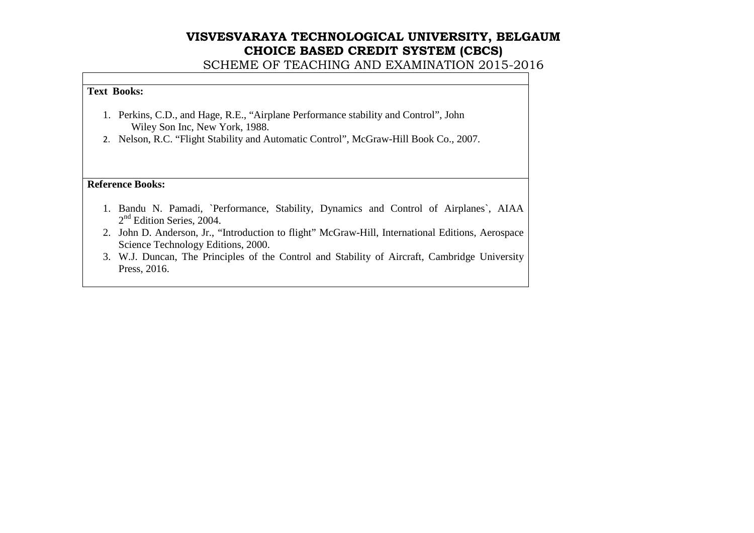**Text Books:**

1. Perkins, C.D., and Hage, R.E., "Airplane Performance stability and Control", John Wiley Son Inc, New York, 1988.
2. Nelson, R.C. "Flight Stability and Automatic Control", McGraw-Hill Book Co., 2007.

**Reference Books:**

1. Bandu N. Pamadi, `Performance, Stability, Dynamics and Control of Airplanes`, AIAA 2nd Edition Series, 2004.
2. John D. Anderson, Jr., "Introduction to flight" McGraw-Hill, International Editions, Aerospace Science Technology Editions, 2000.
3. W.J. Duncan, The Principles of the Control and Stability of Aircraft, Cambridge University Press, 2016.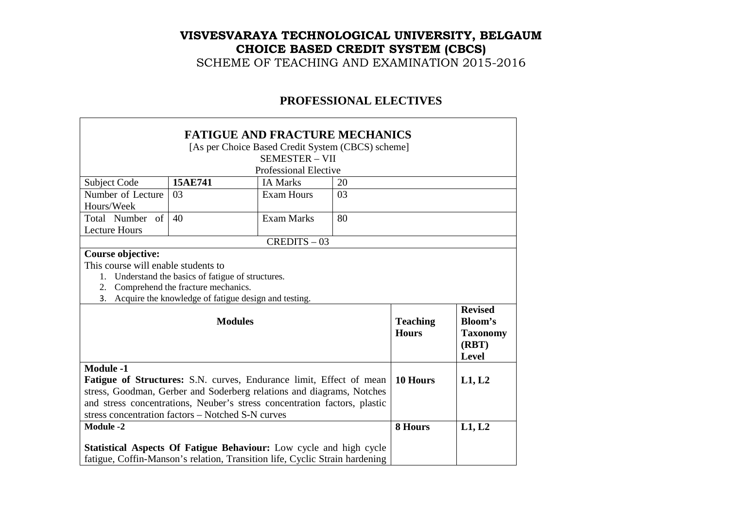# VISVESVARAYA TECHNOLOGICAL UNIVERSITY, BELGAUM
## CHOICE BASED CREDIT SYSTEM (CBCS)
SCHEME OF TEACHING AND EXAMINATION 2015-2016

## PROFESSIONAL ELECTIVES

### FATIGUE AND FRACTURE MECHANICS
[As per Choice Based Credit System (CBCS) scheme]
SEMESTER – VII
Professional Elective

| Subject Code | **15AE741** | IA Marks | 20 |
|---|---|---|---|
| Number of Lecture Hours/Week | 03 | Exam Hours | 03 |
| Total Number of Lecture Hours | 40 | Exam Marks | 80 |
| CREDITS – 03 | | | |

**Course objective:**
This course will enable students to

1. Understand the basics of fatigue of structures.
2. Comprehend the fracture mechanics.
3. Acquire the knowledge of fatigue design and testing.

| Modules | Teaching Hours | Revised Bloom's Taxonomy (RBT) Level |
|---|---|---|
| **Module -1**<br>**Fatigue of Structures:** S.N. curves, Endurance limit, Effect of mean stress, Goodman, Gerber and Soderberg relations and diagrams, Notches and stress concentrations, Neuber's stress concentration factors, plastic stress concentration factors – Notched S-N curves | **10 Hours** | **L1, L2** |
| **Module -2**<br>**Statistical Aspects Of Fatigue Behaviour:** Low cycle and high cycle fatigue, Coffin-Manson's relation, Transition life, Cyclic Strain hardening | **8 Hours** | **L1, L2** |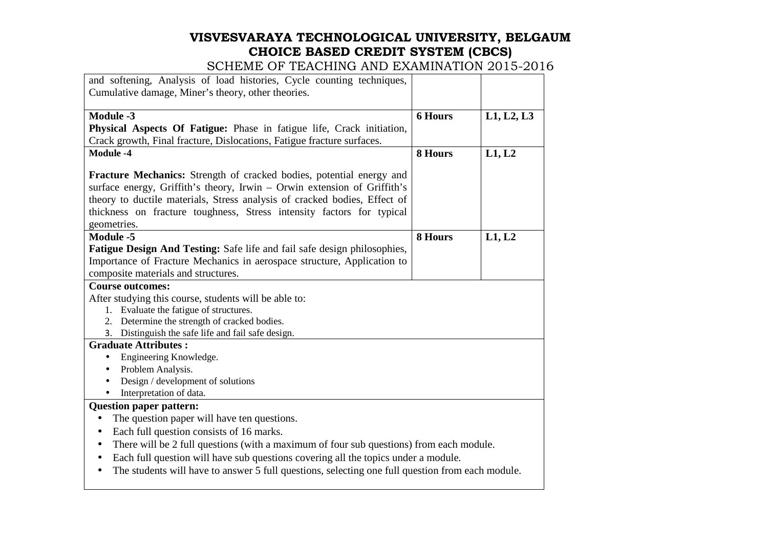| | | |
|---|---|---|
| and softening, Analysis of load histories, Cycle counting techniques, Cumulative damage, Miner's theory, other theories. | | |
| **Module -3**<br>**Physical Aspects Of Fatigue:** Phase in fatigue life, Crack initiation, Crack growth, Final fracture, Dislocations, Fatigue fracture surfaces. | **6 Hours** | **L1, L2, L3** |
| **Module -4**<br><br>**Fracture Mechanics:** Strength of cracked bodies, potential energy and surface energy, Griffith's theory, Irwin – Orwin extension of Griffith's theory to ductile materials, Stress analysis of cracked bodies, Effect of thickness on fracture toughness, Stress intensity factors for typical geometries. | **8 Hours** | **L1, L2** |
| **Module -5**<br>**Fatigue Design And Testing:** Safe life and fail safe design philosophies, Importance of Fracture Mechanics in aerospace structure, Application to composite materials and structures. | **8 Hours** | **L1, L2** |

**Course outcomes:**

After studying this course, students will be able to:

1. Evaluate the fatigue of structures.
2. Determine the strength of cracked bodies.
3. Distinguish the safe life and fail safe design.

**Graduate Attributes :**

- Engineering Knowledge.
- Problem Analysis.
- Design / development of solutions
- Interpretation of data.

**Question paper pattern:**

- The question paper will have ten questions.
- Each full question consists of 16 marks.
- There will be 2 full questions (with a maximum of four sub questions) from each module.
- Each full question will have sub questions covering all the topics under a module.
- The students will have to answer 5 full questions, selecting one full question from each module.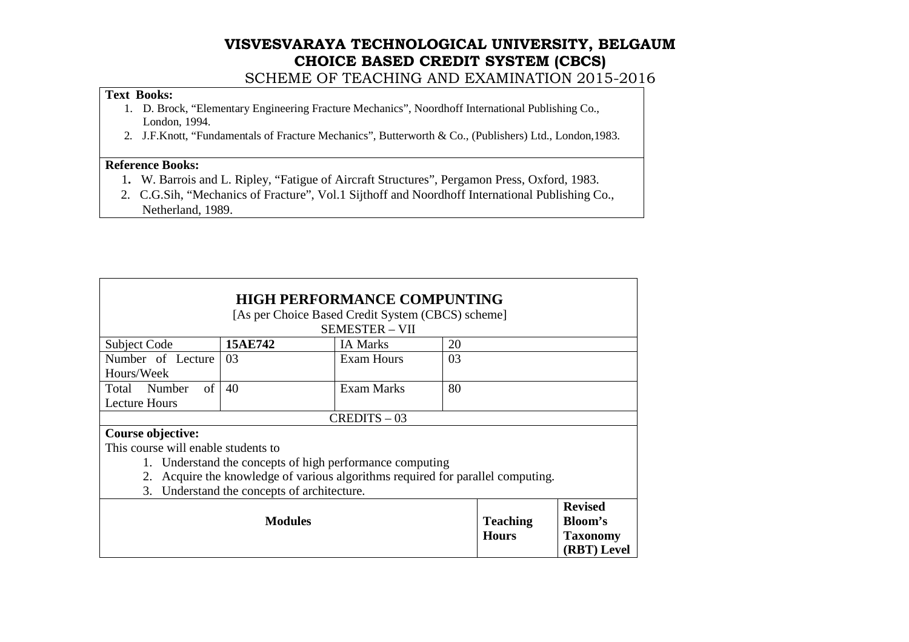# VISVESVARAYA TECHNOLOGICAL UNIVERSITY, BELGAUM
## CHOICE BASED CREDIT SYSTEM (CBCS)
SCHEME OF TEACHING AND EXAMINATION 2015-2016

**Text Books:**

1. D. Brock, "Elementary Engineering Fracture Mechanics", Noordhoff International Publishing Co., London, 1994.
2. J.F.Knott, "Fundamentals of Fracture Mechanics", Butterworth & Co., (Publishers) Ltd., London,1983.

**Reference Books:**

1. W. Barrois and L. Ripley, "Fatigue of Aircraft Structures", Pergamon Press, Oxford, 1983.
2. C.G.Sih, "Mechanics of Fracture", Vol.1 Sijthoff and Noordhoff International Publishing Co., Netherland, 1989.

## HIGH PERFORMANCE COMPUNTING

[As per Choice Based Credit System (CBCS) scheme]

SEMESTER – VII

| Subject Code | **15AE742** | IA Marks | 20 |
|---|---|---|---|
| Number of Lecture Hours/Week | 03 | Exam Hours | 03 |
| Total Number of Lecture Hours | 40 | Exam Marks | 80 |

CREDITS – 03

**Course objective:**

This course will enable students to

1. Understand the concepts of high performance computing
2. Acquire the knowledge of various algorithms required for parallel computing.
3. Understand the concepts of architecture.

| Modules | Teaching Hours | Revised Bloom's Taxonomy (RBT) Level |
|---|---|---|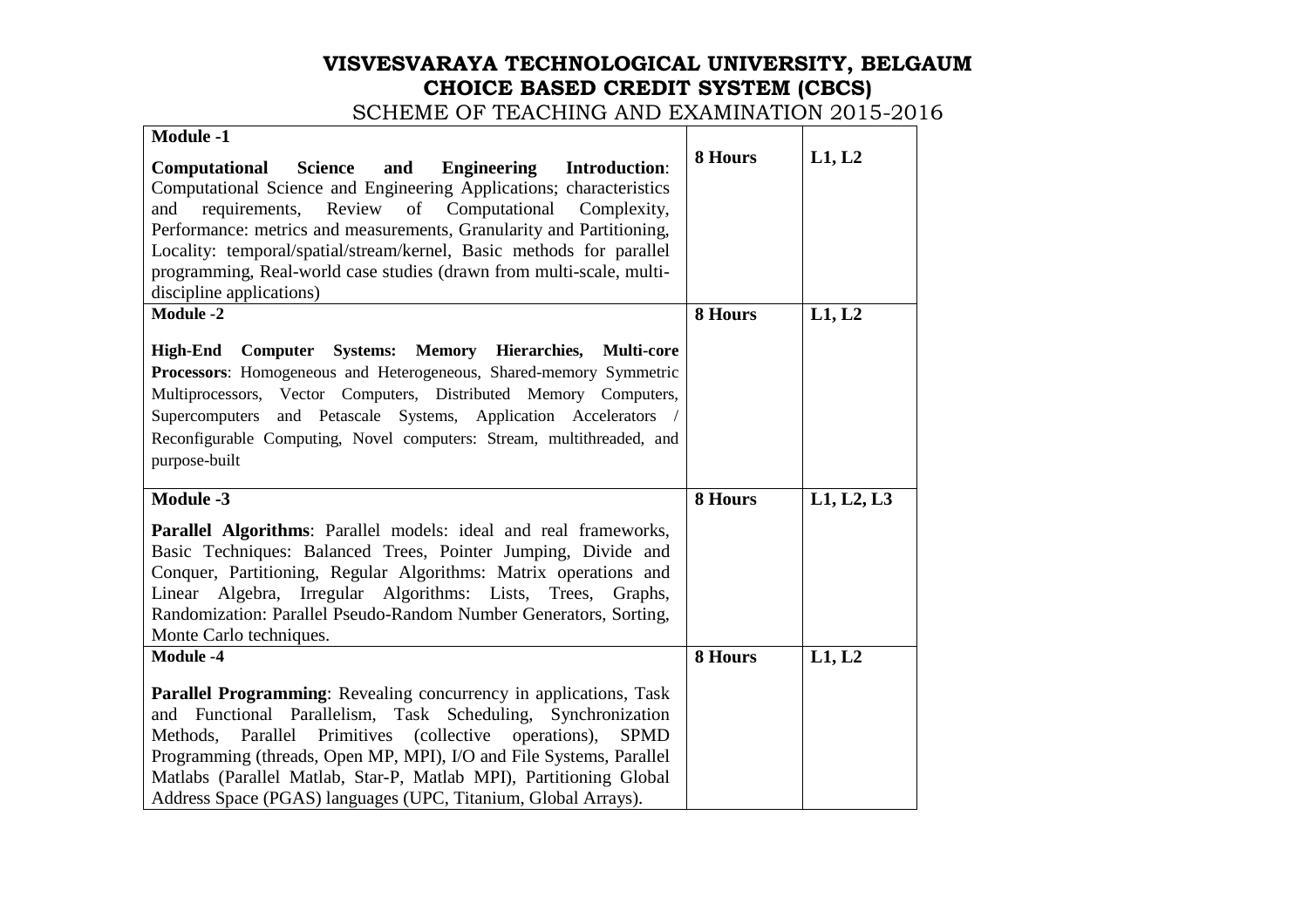# VISVESVARAYA TECHNOLOGICAL UNIVERSITY, BELGAUM
## CHOICE BASED CREDIT SYSTEM (CBCS)
### SCHEME OF TEACHING AND EXAMINATION 2015-2016

| Module -1 | | |
|---|---|---|
| **Computational Science and Engineering Introduction**: Computational Science and Engineering Applications; characteristics and requirements, Review of Computational Complexity, Performance: metrics and measurements, Granularity and Partitioning, Locality: temporal/spatial/stream/kernel, Basic methods for parallel programming, Real-world case studies (drawn from multi-scale, multi-discipline applications) | **8 Hours** | **L1, L2** |
| **Module -2** | **8 Hours** | **L1, L2** |
| **High-End Computer Systems: Memory Hierarchies, Multi-core Processors**: Homogeneous and Heterogeneous, Shared-memory Symmetric Multiprocessors, Vector Computers, Distributed Memory Computers, Supercomputers and Petascale Systems, Application Accelerators / Reconfigurable Computing, Novel computers: Stream, multithreaded, and purpose-built | | |
| **Module -3** | **8 Hours** | **L1, L2, L3** |
| **Parallel Algorithms**: Parallel models: ideal and real frameworks, Basic Techniques: Balanced Trees, Pointer Jumping, Divide and Conquer, Partitioning, Regular Algorithms: Matrix operations and Linear Algebra, Irregular Algorithms: Lists, Trees, Graphs, Randomization: Parallel Pseudo-Random Number Generators, Sorting, Monte Carlo techniques. | | |
| **Module -4** | **8 Hours** | **L1, L2** |
| **Parallel Programming**: Revealing concurrency in applications, Task and Functional Parallelism, Task Scheduling, Synchronization Methods, Parallel Primitives (collective operations), SPMD Programming (threads, Open MP, MPI), I/O and File Systems, Parallel Matlabs (Parallel Matlab, Star-P, Matlab MPI), Partitioning Global Address Space (PGAS) languages (UPC, Titanium, Global Arrays). | | |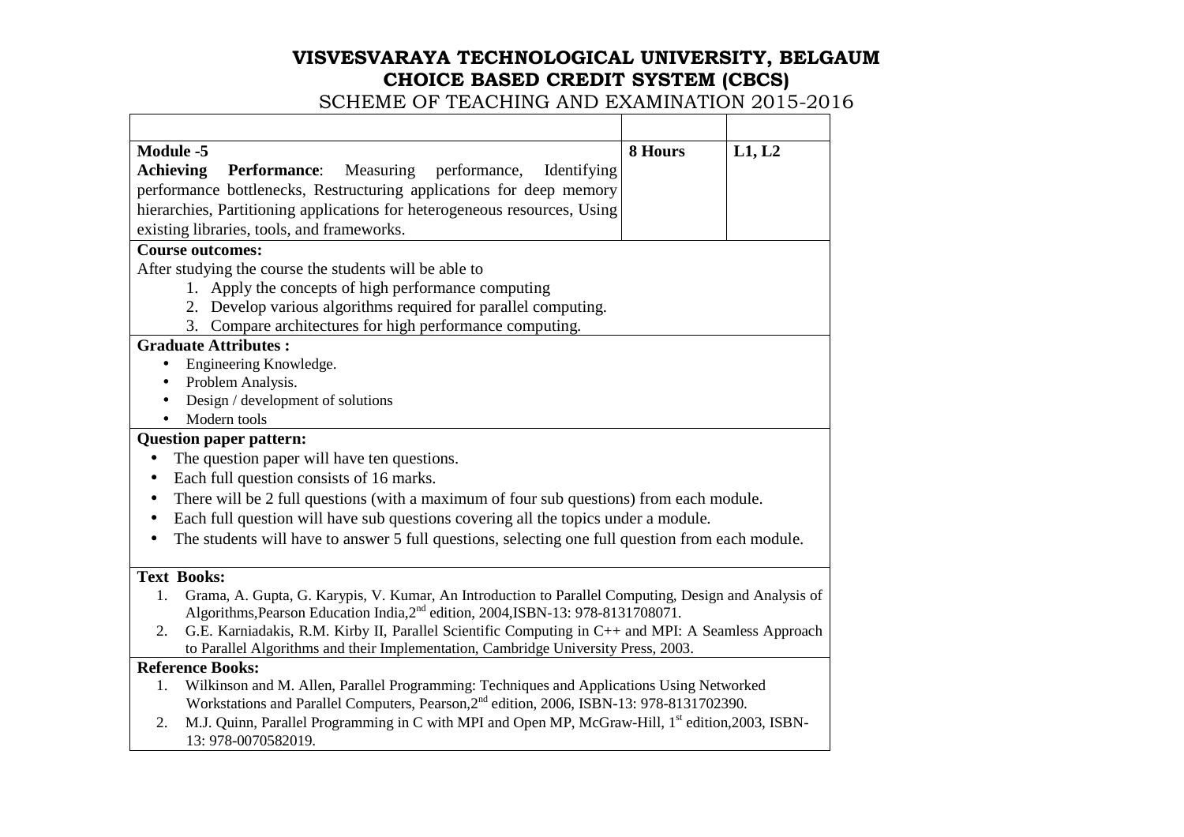# VISVESVARAYA TECHNOLOGICAL UNIVERSITY, BELGAUM
## CHOICE BASED CREDIT SYSTEM (CBCS)
### SCHEME OF TEACHING AND EXAMINATION 2015-2016

| | | |
|---|---|---|
| **Module -5**<br>**Achieving Performance**: Measuring performance, Identifying performance bottlenecks, Restructuring applications for deep memory hierarchies, Partitioning applications for heterogeneous resources, Using existing libraries, tools, and frameworks. | **8 Hours** | **L1, L2** |

**Course outcomes:**

After studying the course the students will be able to

1. Apply the concepts of high performance computing
2. Develop various algorithms required for parallel computing.
3. Compare architectures for high performance computing.

**Graduate Attributes :**

- Engineering Knowledge.
- Problem Analysis.
- Design / development of solutions
- Modern tools

**Question paper pattern:**

- The question paper will have ten questions.
- Each full question consists of 16 marks.
- There will be 2 full questions (with a maximum of four sub questions) from each module.
- Each full question will have sub questions covering all the topics under a module.
- The students will have to answer 5 full questions, selecting one full question from each module.

**Text Books:**

1. Grama, A. Gupta, G. Karypis, V. Kumar, An Introduction to Parallel Computing, Design and Analysis of Algorithms,Pearson Education India,2nd edition, 2004,ISBN-13: 978-8131708071.
2. G.E. Karniadakis, R.M. Kirby II, Parallel Scientific Computing in C++ and MPI: A Seamless Approach to Parallel Algorithms and their Implementation, Cambridge University Press, 2003.

**Reference Books:**

1. Wilkinson and M. Allen, Parallel Programming: Techniques and Applications Using Networked Workstations and Parallel Computers, Pearson,2nd edition, 2006, ISBN-13: 978-8131702390.
2. M.J. Quinn, Parallel Programming in C with MPI and Open MP, McGraw-Hill, 1st edition,2003, ISBN-13: 978-0070582019.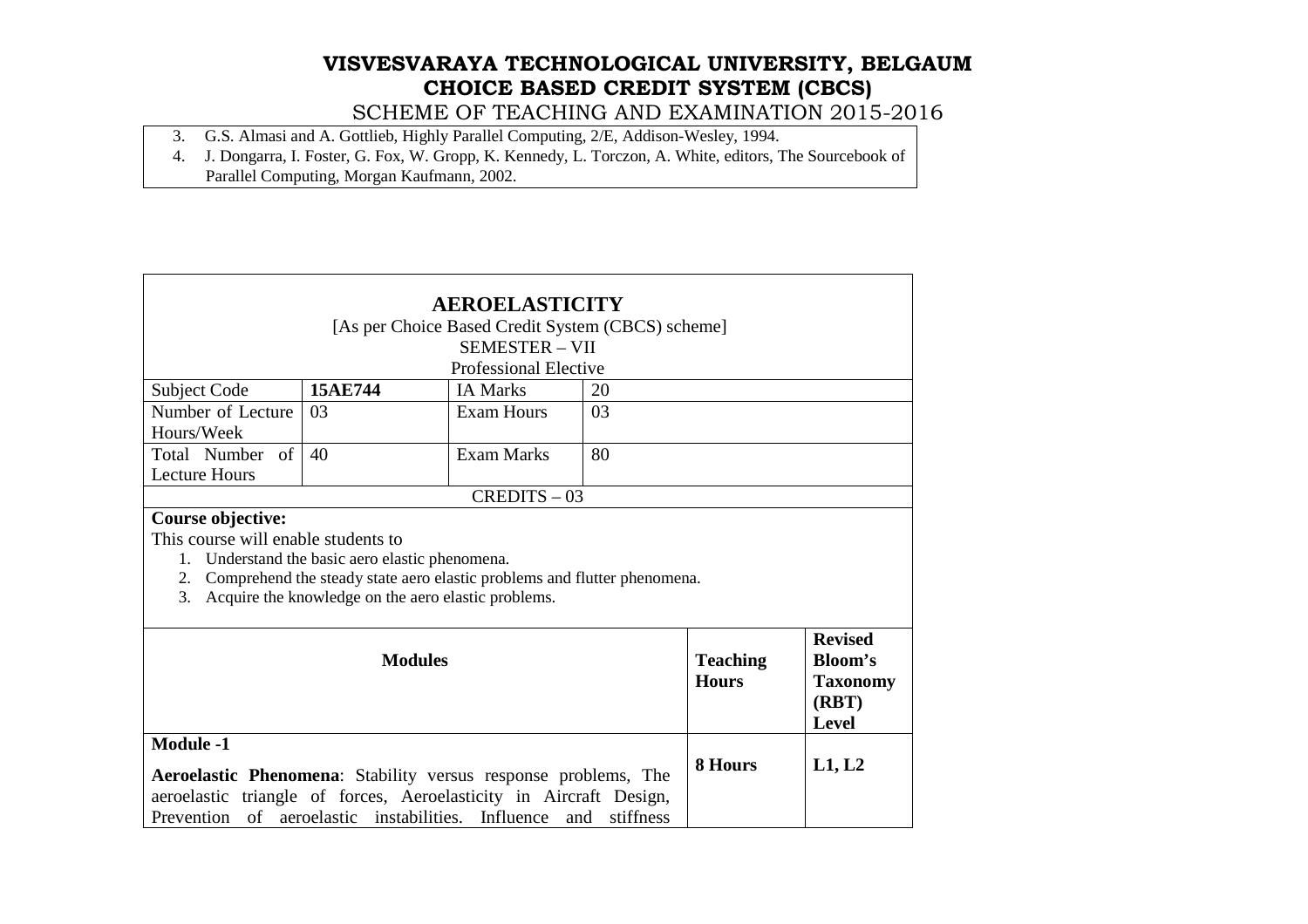3. G.S. Almasi and A. Gottlieb, Highly Parallel Computing, 2/E, Addison-Wesley, 1994.
4. J. Dongarra, I. Foster, G. Fox, W. Gropp, K. Kennedy, L. Torczon, A. White, editors, The Sourcebook of Parallel Computing, Morgan Kaufmann, 2002.

## AEROELASTICITY

[As per Choice Based Credit System (CBCS) scheme]

SEMESTER – VII

Professional Elective

| Subject Code | **15AE744** | IA Marks | 20 |
|---|---|---|---|
| Number of Lecture Hours/Week | 03 | Exam Hours | 03 |
| Total Number of Lecture Hours | 40 | Exam Marks | 80 |

CREDITS – 03

**Course objective:**

This course will enable students to

1. Understand the basic aero elastic phenomena.
2. Comprehend the steady state aero elastic problems and flutter phenomena.
3. Acquire the knowledge on the aero elastic problems.

| **Modules** | **Teaching Hours** | **Revised Bloom's Taxonomy (RBT) Level** |
|---|---|---|
| **Module -1**<br><br>**Aeroelastic Phenomena**: Stability versus response problems, The aeroelastic triangle of forces, Aeroelasticity in Aircraft Design, Prevention of aeroelastic instabilities. Influence and stiffness | **8 Hours** | **L1, L2** |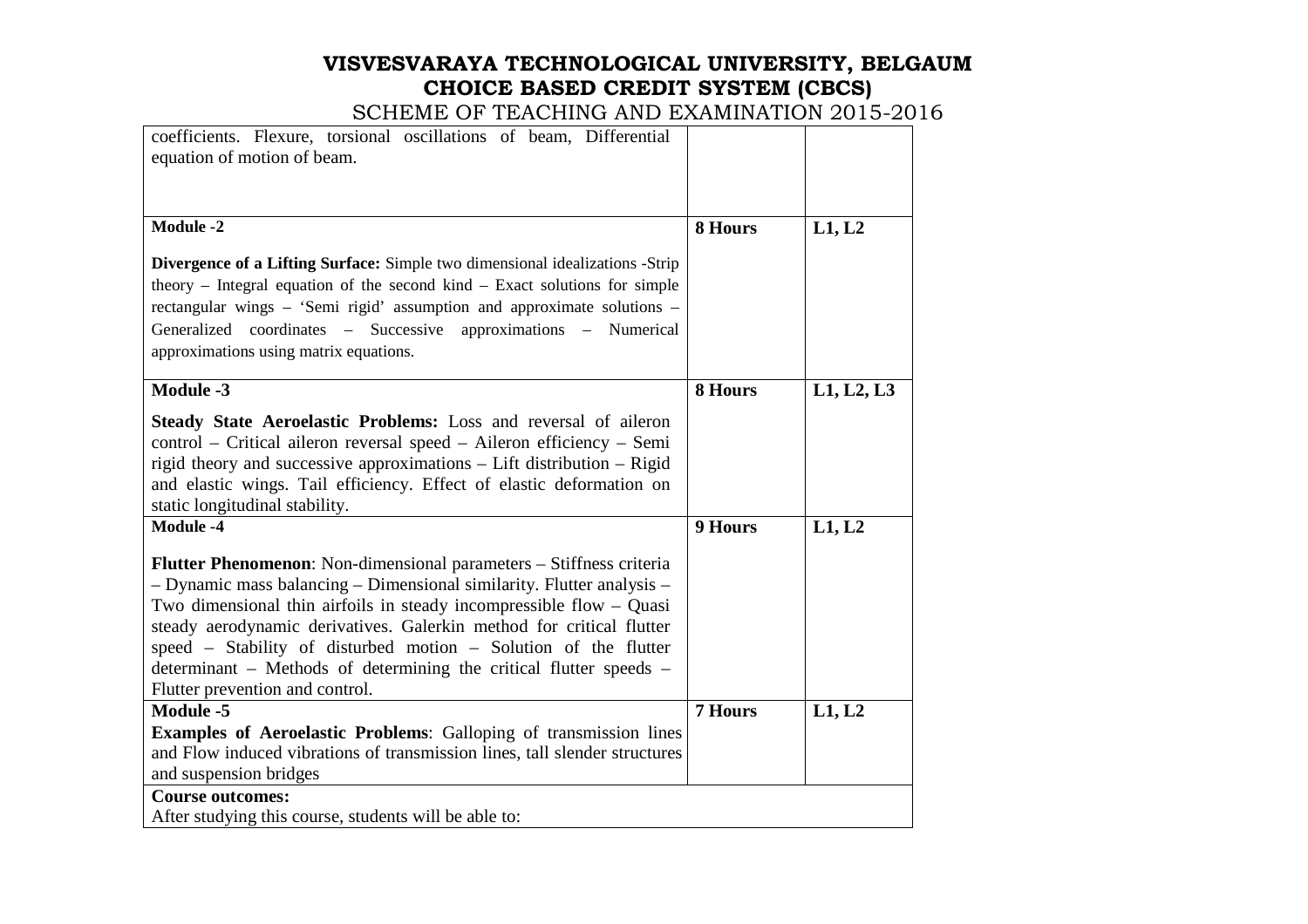| | | |
|---|---|---|
| coefficients. Flexure, torsional oscillations of beam, Differential equation of motion of beam. | | |
| **Module -2**<br><br>**Divergence of a Lifting Surface:** Simple two dimensional idealizations -Strip theory – Integral equation of the second kind – Exact solutions for simple rectangular wings – 'Semi rigid' assumption and approximate solutions – Generalized coordinates – Successive approximations – Numerical approximations using matrix equations. | **8 Hours** | **L1, L2** |
| **Module -3**<br><br>**Steady State Aeroelastic Problems:** Loss and reversal of aileron control – Critical aileron reversal speed – Aileron efficiency – Semi rigid theory and successive approximations – Lift distribution – Rigid and elastic wings. Tail efficiency. Effect of elastic deformation on static longitudinal stability. | **8 Hours** | **L1, L2, L3** |
| **Module -4**<br><br>**Flutter Phenomenon**: Non-dimensional parameters – Stiffness criteria – Dynamic mass balancing – Dimensional similarity. Flutter analysis – Two dimensional thin airfoils in steady incompressible flow – Quasi steady aerodynamic derivatives. Galerkin method for critical flutter speed – Stability of disturbed motion – Solution of the flutter determinant – Methods of determining the critical flutter speeds – Flutter prevention and control. | **9 Hours** | **L1, L2** |
| **Module -5**<br>**Examples of Aeroelastic Problems**: Galloping of transmission lines and Flow induced vibrations of transmission lines, tall slender structures and suspension bridges | **7 Hours** | **L1, L2** |
| **Course outcomes:**<br>After studying this course, students will be able to: | | |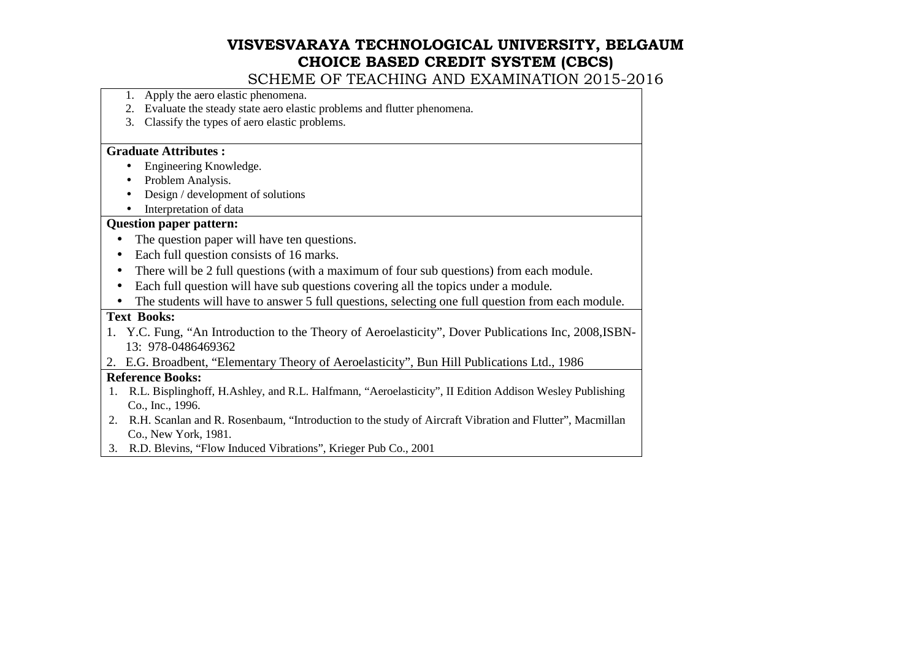1. Apply the aero elastic phenomena.
2. Evaluate the steady state aero elastic problems and flutter phenomena.
3. Classify the types of aero elastic problems.

**Graduate Attributes :**

- Engineering Knowledge.
- Problem Analysis.
- Design / development of solutions
- Interpretation of data

**Question paper pattern:**

- The question paper will have ten questions.
- Each full question consists of 16 marks.
- There will be 2 full questions (with a maximum of four sub questions) from each module.
- Each full question will have sub questions covering all the topics under a module.
- The students will have to answer 5 full questions, selecting one full question from each module.

**Text Books:**

1. Y.C. Fung, "An Introduction to the Theory of Aeroelasticity", Dover Publications Inc, 2008,ISBN-13: 978-0486469362
2. E.G. Broadbent, "Elementary Theory of Aeroelasticity", Bun Hill Publications Ltd., 1986

**Reference Books:**

1. R.L. Bisplinghoff, H.Ashley, and R.L. Halfmann, "Aeroelasticity", II Edition Addison Wesley Publishing Co., Inc., 1996.
2. R.H. Scanlan and R. Rosenbaum, "Introduction to the study of Aircraft Vibration and Flutter", Macmillan Co., New York, 1981.
3. R.D. Blevins, "Flow Induced Vibrations", Krieger Pub Co., 2001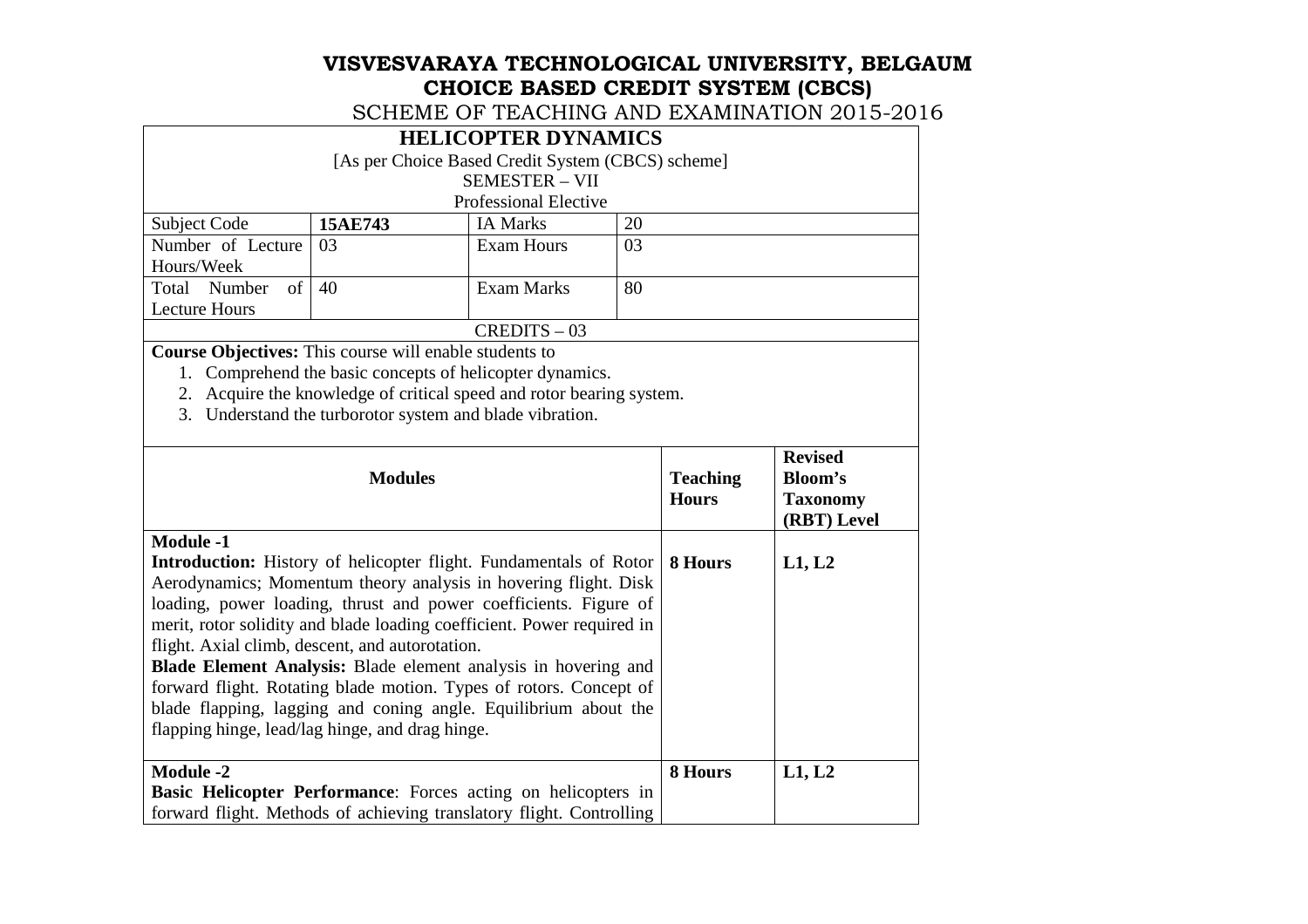# VISVESVARAYA TECHNOLOGICAL UNIVERSITY, BELGAUM
## CHOICE BASED CREDIT SYSTEM (CBCS)
### SCHEME OF TEACHING AND EXAMINATION 2015-2016

## HELICOPTER DYNAMICS

[As per Choice Based Credit System (CBCS) scheme]

SEMESTER – VII

Professional Elective

| Subject Code | 15AE743 | IA Marks | 20 |
|---|---|---|---|
| Number of Lecture Hours/Week | 03 | Exam Hours | 03 |
| Total Number of Lecture Hours | 40 | Exam Marks | 80 |

CREDITS – 03

**Course Objectives:** This course will enable students to

1. Comprehend the basic concepts of helicopter dynamics.
2. Acquire the knowledge of critical speed and rotor bearing system.
3. Understand the turborotor system and blade vibration.

| Modules | Teaching Hours | Revised Bloom's Taxonomy (RBT) Level |
|---|---|---|
| **Module -1**<br>**Introduction:** History of helicopter flight. Fundamentals of Rotor Aerodynamics; Momentum theory analysis in hovering flight. Disk loading, power loading, thrust and power coefficients. Figure of merit, rotor solidity and blade loading coefficient. Power required in flight. Axial climb, descent, and autorotation.<br>**Blade Element Analysis:** Blade element analysis in hovering and forward flight. Rotating blade motion. Types of rotors. Concept of blade flapping, lagging and coning angle. Equilibrium about the flapping hinge, lead/lag hinge, and drag hinge. | **8 Hours** | **L1, L2** |
| **Module -2**<br>**Basic Helicopter Performance**: Forces acting on helicopters in forward flight. Methods of achieving translatory flight. Controlling | **8 Hours** | **L1, L2** |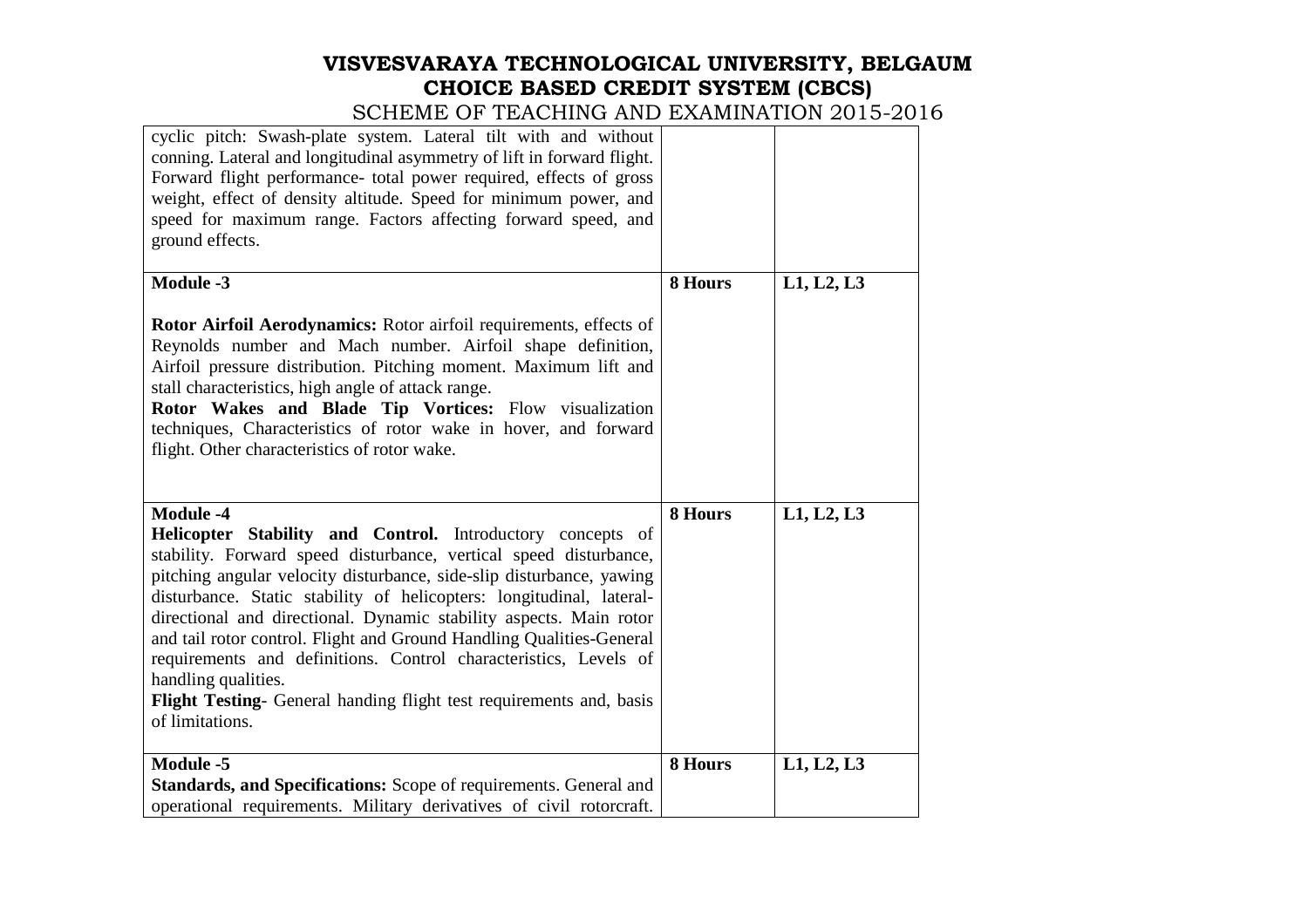| | | |
|---|---|---|
| cyclic pitch: Swash-plate system. Lateral tilt with and without conning. Lateral and longitudinal asymmetry of lift in forward flight. Forward flight performance- total power required, effects of gross weight, effect of density altitude. Speed for minimum power, and speed for maximum range. Factors affecting forward speed, and ground effects. | | |
| **Module -3**<br><br>**Rotor Airfoil Aerodynamics:** Rotor airfoil requirements, effects of Reynolds number and Mach number. Airfoil shape definition, Airfoil pressure distribution. Pitching moment. Maximum lift and stall characteristics, high angle of attack range.<br>**Rotor Wakes and Blade Tip Vortices:** Flow visualization techniques, Characteristics of rotor wake in hover, and forward flight. Other characteristics of rotor wake. | **8 Hours** | L1, L2, L3 |
| **Module -4**<br>**Helicopter Stability and Control.** Introductory concepts of stability. Forward speed disturbance, vertical speed disturbance, pitching angular velocity disturbance, side-slip disturbance, yawing disturbance. Static stability of helicopters: longitudinal, lateral-directional and directional. Dynamic stability aspects. Main rotor and tail rotor control. Flight and Ground Handling Qualities-General requirements and definitions. Control characteristics, Levels of handling qualities.<br>**Flight Testing**- General handing flight test requirements and, basis of limitations. | **8 Hours** | L1, L2, L3 |
| **Module -5**<br>**Standards, and Specifications:** Scope of requirements. General and operational requirements. Military derivatives of civil rotorcraft. | **8 Hours** | L1, L2, L3 |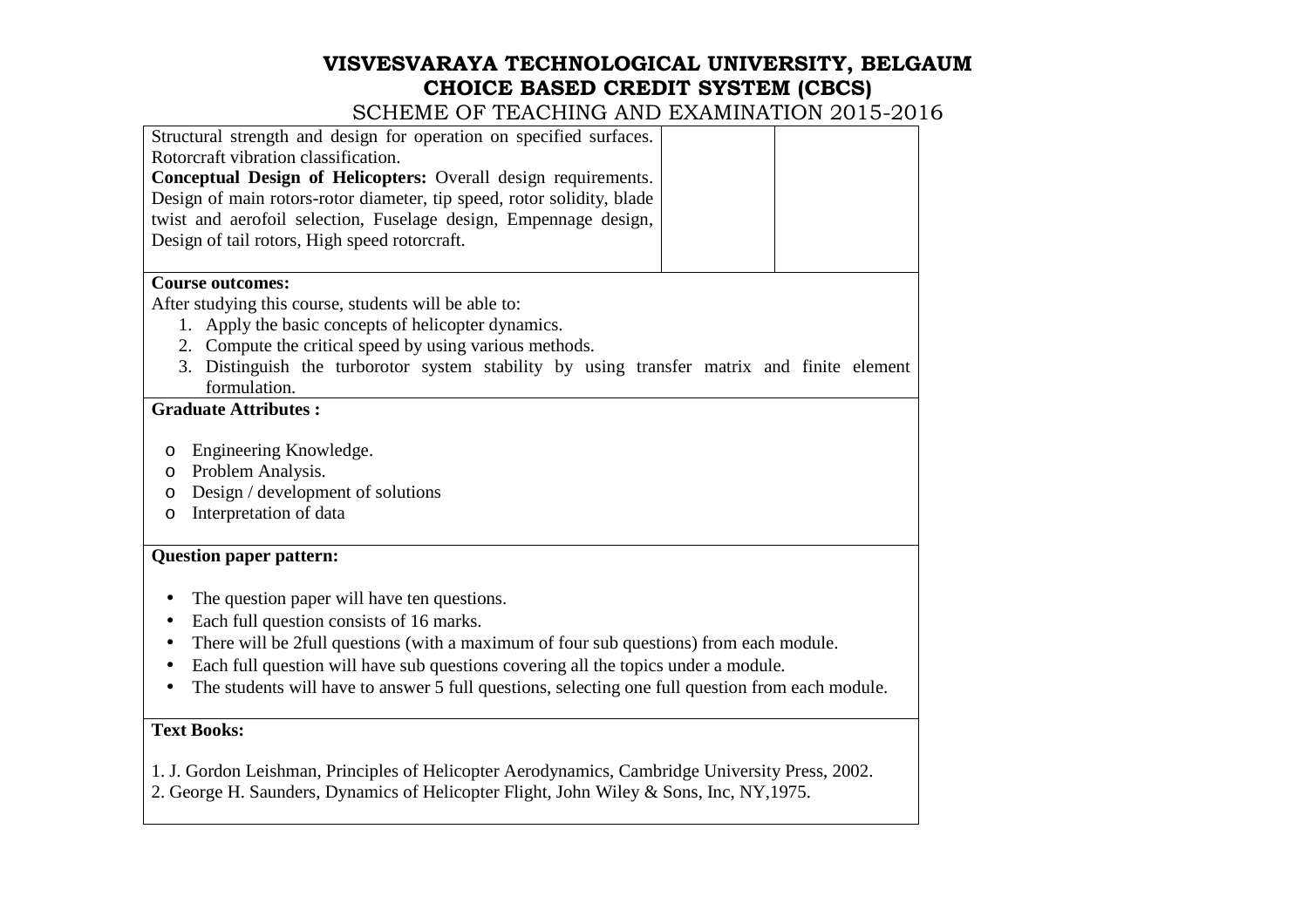# VISVESVARAYA TECHNOLOGICAL UNIVERSITY, BELGAUM
## CHOICE BASED CREDIT SYSTEM (CBCS)
SCHEME OF TEACHING AND EXAMINATION 2015-2016

| | | |
|---|---|---|
| Structural strength and design for operation on specified surfaces. Rotorcraft vibration classification. **Conceptual Design of Helicopters:** Overall design requirements. Design of main rotors-rotor diameter, tip speed, rotor solidity, blade twist and aerofoil selection, Fuselage design, Empennage design, Design of tail rotors, High speed rotorcraft. | | |

**Course outcomes:**

After studying this course, students will be able to:

1. Apply the basic concepts of helicopter dynamics.
2. Compute the critical speed by using various methods.
3. Distinguish the turborotor system stability by using transfer matrix and finite element formulation.

**Graduate Attributes :**

- Engineering Knowledge.
- Problem Analysis.
- Design / development of solutions
- Interpretation of data

**Question paper pattern:**

- The question paper will have ten questions.
- Each full question consists of 16 marks.
- There will be 2full questions (with a maximum of four sub questions) from each module.
- Each full question will have sub questions covering all the topics under a module.
- The students will have to answer 5 full questions, selecting one full question from each module.

**Text Books:**

1. J. Gordon Leishman, Principles of Helicopter Aerodynamics, Cambridge University Press, 2002.
2. George H. Saunders, Dynamics of Helicopter Flight, John Wiley & Sons, Inc, NY,1975.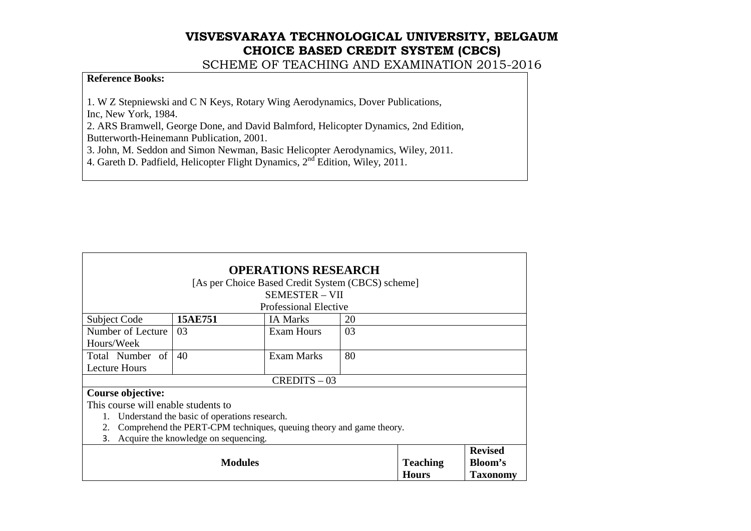**Reference Books:**

1. W Z Stepniewski and C N Keys, Rotary Wing Aerodynamics, Dover Publications, Inc, New York, 1984.
2. ARS Bramwell, George Done, and David Balmford, Helicopter Dynamics, 2nd Edition, Butterworth-Heinemann Publication, 2001.
3. John, M. Seddon and Simon Newman, Basic Helicopter Aerodynamics, Wiley, 2011.
4. Gareth D. Padfield, Helicopter Flight Dynamics, 2nd Edition, Wiley, 2011.

## OPERATIONS RESEARCH

[As per Choice Based Credit System (CBCS) scheme]

SEMESTER – VII

Professional Elective

| Subject Code | **15AE751** | IA Marks | 20 |
|---|---|---|---|
| Number of Lecture Hours/Week | 03 | Exam Hours | 03 |
| Total Number of Lecture Hours | 40 | Exam Marks | 80 |

CREDITS – 03

**Course objective:**

This course will enable students to

1. Understand the basic of operations research.
2. Comprehend the PERT-CPM techniques, queuing theory and game theory.
3. Acquire the knowledge on sequencing.

| **Modules** | **Teaching Hours** | **Revised Bloom's Taxonomy** |
|---|---|---|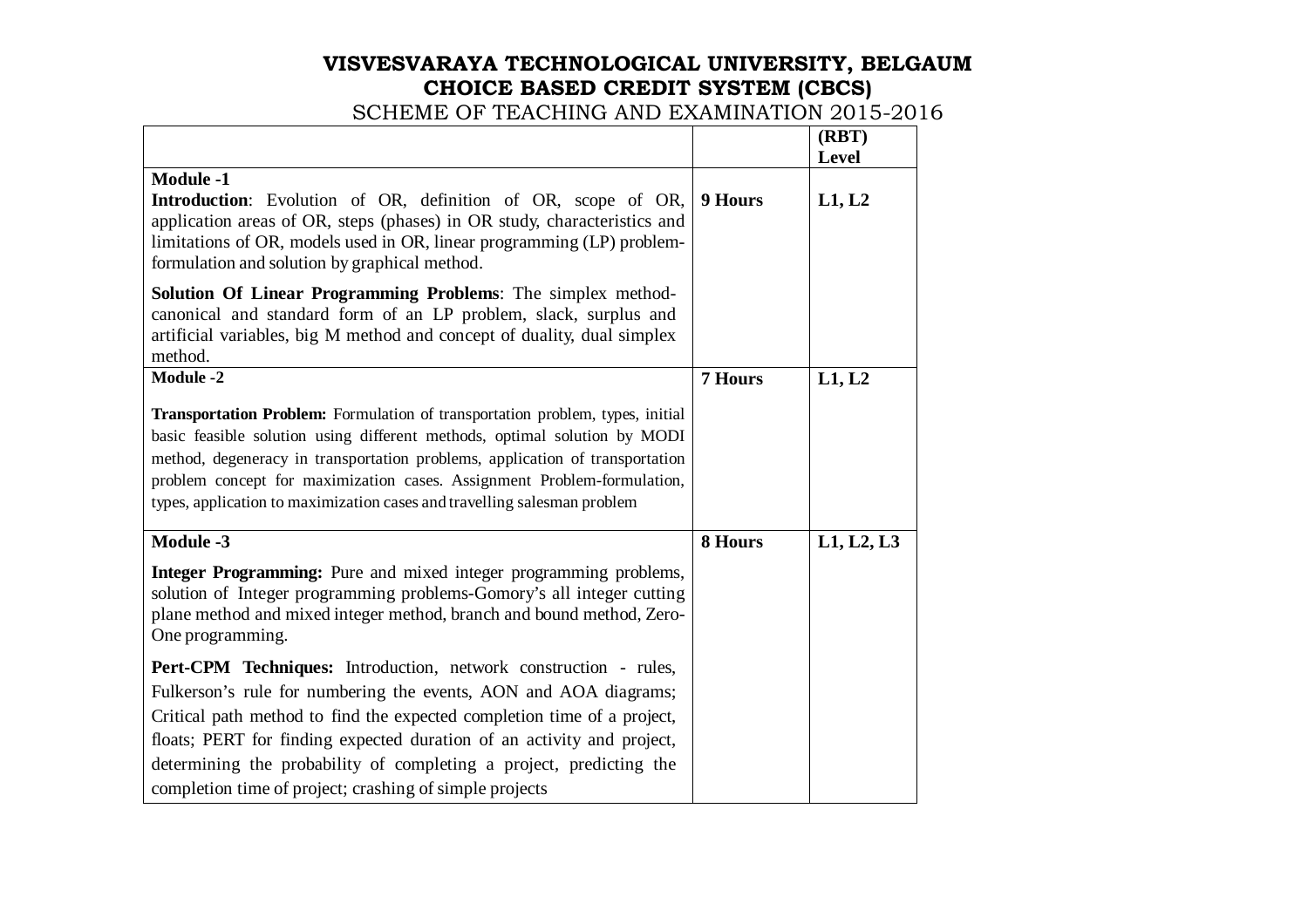# VISVESVARAYA TECHNOLOGICAL UNIVERSITY, BELGAUM
## CHOICE BASED CREDIT SYSTEM (CBCS)
### SCHEME OF TEACHING AND EXAMINATION 2015-2016

| | | (RBT) Level |
|---|---|---|
| **Module -1**<br>**Introduction**: Evolution of OR, definition of OR, scope of OR, application areas of OR, steps (phases) in OR study, characteristics and limitations of OR, models used in OR, linear programming (LP) problem-formulation and solution by graphical method.<br>**Solution Of Linear Programming Problems**: The simplex method-canonical and standard form of an LP problem, slack, surplus and artificial variables, big M method and concept of duality, dual simplex method. | **9 Hours** | **L1, L2** |
| **Module -2**<br>**Transportation Problem:** Formulation of transportation problem, types, initial basic feasible solution using different methods, optimal solution by MODI method, degeneracy in transportation problems, application of transportation problem concept for maximization cases. Assignment Problem-formulation, types, application to maximization cases and travelling salesman problem | **7 Hours** | **L1, L2** |
| **Module -3**<br>**Integer Programming:** Pure and mixed integer programming problems, solution of Integer programming problems-Gomory's all integer cutting plane method and mixed integer method, branch and bound method, Zero-One programming.<br>**Pert-CPM Techniques:** Introduction, network construction - rules, Fulkerson's rule for numbering the events, AON and AOA diagrams; Critical path method to find the expected completion time of a project, floats; PERT for finding expected duration of an activity and project, determining the probability of completing a project, predicting the completion time of project; crashing of simple projects | **8 Hours** | **L1, L2, L3** |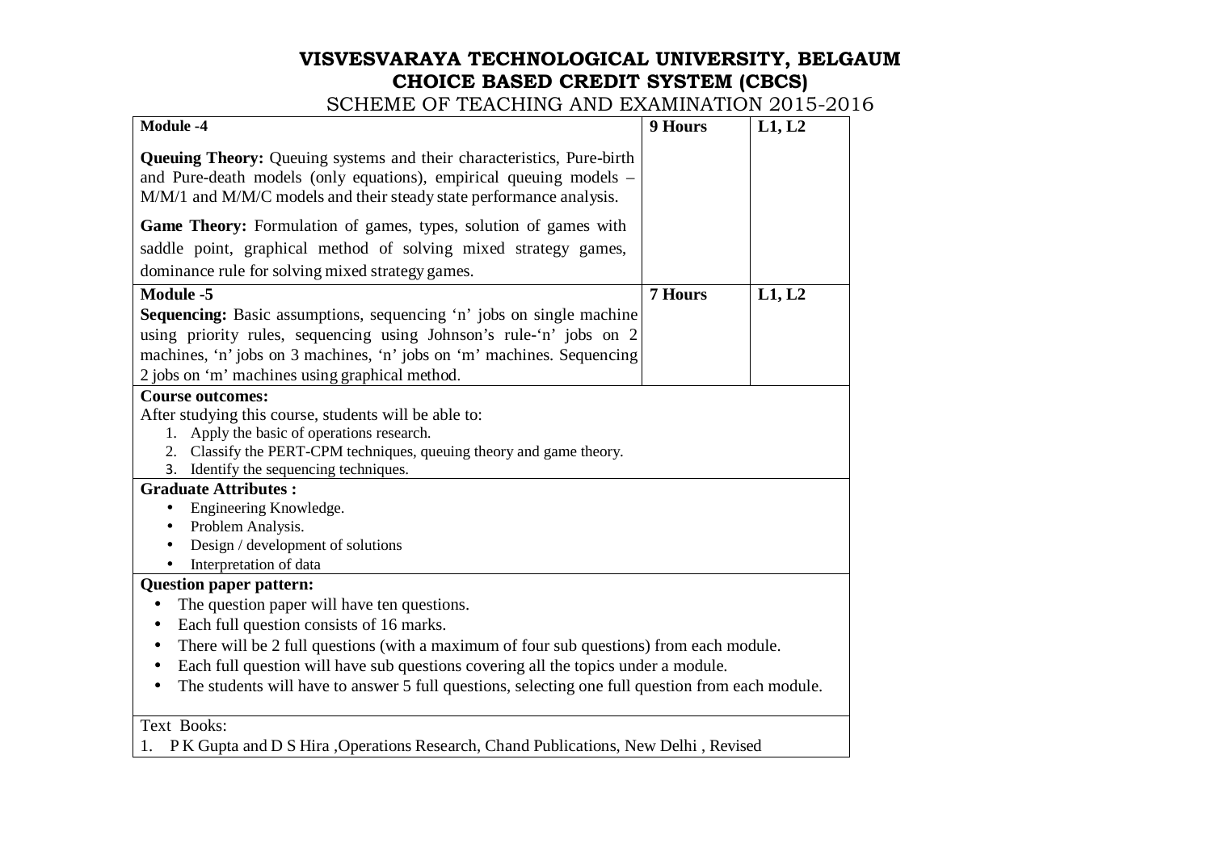# VISVESVARAYA TECHNOLOGICAL UNIVERSITY, BELGAUM
## CHOICE BASED CREDIT SYSTEM (CBCS)
SCHEME OF TEACHING AND EXAMINATION 2015-2016

| Module -4 | 9 Hours | L1, L2 |
|---|---|---|
| **Queuing Theory:** Queuing systems and their characteristics, Pure-birth and Pure-death models (only equations), empirical queuing models – M/M/1 and M/M/C models and their steady state performance analysis. **Game Theory:** Formulation of games, types, solution of games with saddle point, graphical method of solving mixed strategy games, dominance rule for solving mixed strategy games. | | |
| **Module -5** | **7 Hours** | **L1, L2** |
| **Sequencing:** Basic assumptions, sequencing 'n' jobs on single machine using priority rules, sequencing using Johnson's rule-'n' jobs on 2 machines, 'n' jobs on 3 machines, 'n' jobs on 'm' machines. Sequencing 2 jobs on 'm' machines using graphical method. | | |

**Course outcomes:**

After studying this course, students will be able to:

1. Apply the basic of operations research.
2. Classify the PERT-CPM techniques, queuing theory and game theory.
3. Identify the sequencing techniques.

**Graduate Attributes :**

- Engineering Knowledge.
- Problem Analysis.
- Design / development of solutions
- Interpretation of data

**Question paper pattern:**

- The question paper will have ten questions.
- Each full question consists of 16 marks.
- There will be 2 full questions (with a maximum of four sub questions) from each module.
- Each full question will have sub questions covering all the topics under a module.
- The students will have to answer 5 full questions, selecting one full question from each module.

Text Books:

1. P K Gupta and D S Hira ,Operations Research, Chand Publications, New Delhi , Revised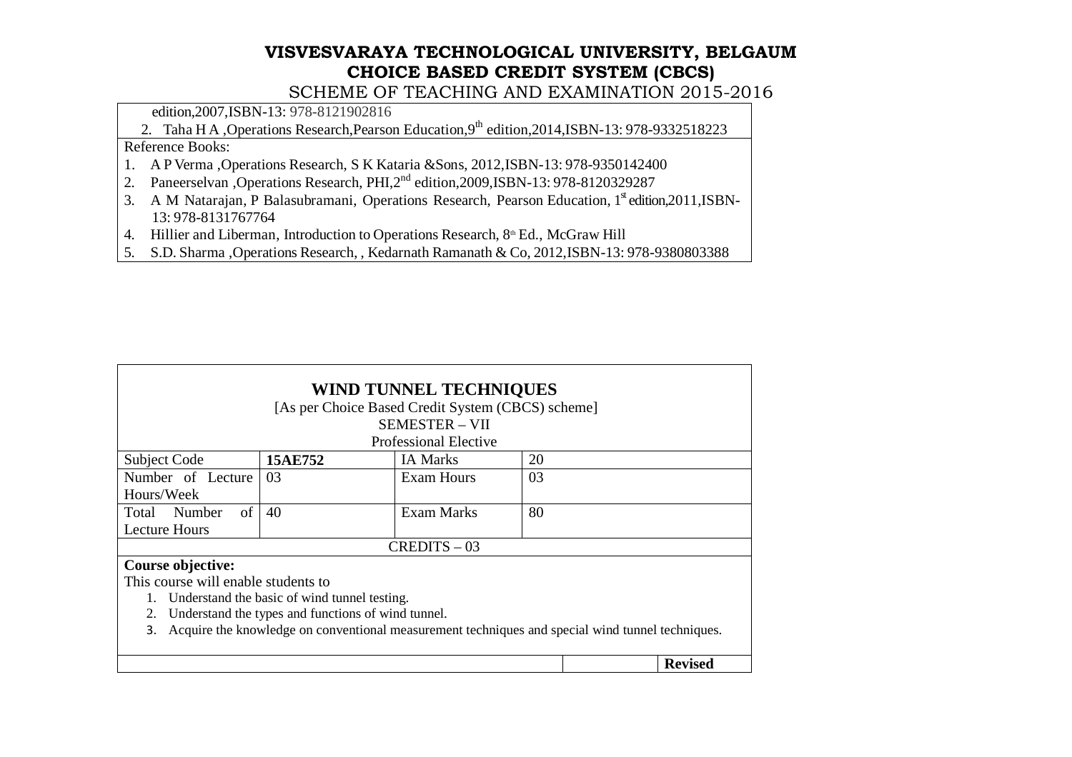edition,2007,ISBN-13: 978-8121902816

2. Taha H A ,Operations Research,Pearson Education,9th edition,2014,ISBN-13: 978-9332518223

Reference Books:

1. A P Verma ,Operations Research, S K Kataria &Sons, 2012,ISBN-13: 978-9350142400
2. Paneerselvan ,Operations Research, PHI,2nd edition,2009,ISBN-13: 978-8120329287
3. A M Natarajan, P Balasubramani, Operations Research, Pearson Education, 1st edition,2011,ISBN-13: 978-8131767764
4. Hillier and Liberman, Introduction to Operations Research, 8th Ed., McGraw Hill
5. S.D. Sharma ,Operations Research, , Kedarnath Ramanath & Co, 2012,ISBN-13: 978-9380803388

## WIND TUNNEL TECHNIQUES

[As per Choice Based Credit System (CBCS) scheme]

SEMESTER – VII

Professional Elective

| Subject Code | **15AE752** | IA Marks | 20 |
|---|---|---|---|
| Number of Lecture Hours/Week | 03 | Exam Hours | 03 |
| Total Number of Lecture Hours | 40 | Exam Marks | 80 |

CREDITS – 03

**Course objective:**

This course will enable students to

1. Understand the basic of wind tunnel testing.
2. Understand the types and functions of wind tunnel.
3. Acquire the knowledge on conventional measurement techniques and special wind tunnel techniques.

| | | **Revised** |
|---|---|---|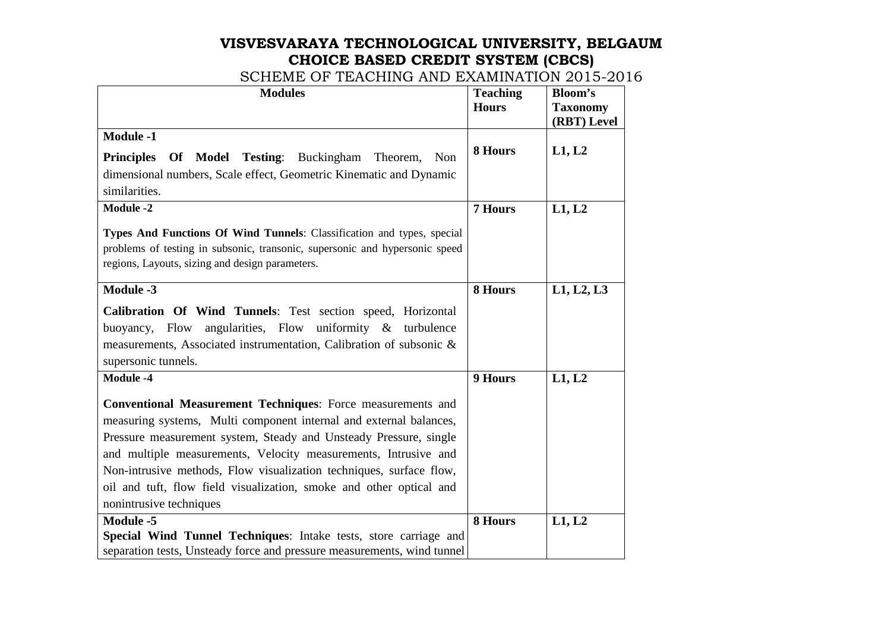# VISVESVARAYA TECHNOLOGICAL UNIVERSITY, BELGAUM
## CHOICE BASED CREDIT SYSTEM (CBCS)
### SCHEME OF TEACHING AND EXAMINATION 2015-2016

| Modules | Teaching Hours | Bloom's Taxonomy (RBT) Level |
|---|---|---|
| **Module -1**<br>**Principles Of Model Testing**: Buckingham Theorem, Non dimensional numbers, Scale effect, Geometric Kinematic and Dynamic similarities. | **8 Hours** | **L1, L2** |
| **Module -2**<br>**Types And Functions Of Wind Tunnels**: Classification and types, special problems of testing in subsonic, transonic, supersonic and hypersonic speed regions, Layouts, sizing and design parameters. | **7 Hours** | **L1, L2** |
| **Module -3**<br>**Calibration Of Wind Tunnels**: Test section speed, Horizontal buoyancy, Flow angularities, Flow uniformity & turbulence measurements, Associated instrumentation, Calibration of subsonic & supersonic tunnels. | **8 Hours** | **L1, L2, L3** |
| **Module -4**<br>**Conventional Measurement Techniques**: Force measurements and measuring systems, Multi component internal and external balances, Pressure measurement system, Steady and Unsteady Pressure, single and multiple measurements, Velocity measurements, Intrusive and Non-intrusive methods, Flow visualization techniques, surface flow, oil and tuft, flow field visualization, smoke and other optical and nonintrusive techniques | **9 Hours** | **L1, L2** |
| **Module -5**<br>**Special Wind Tunnel Techniques**: Intake tests, store carriage and separation tests, Unsteady force and pressure measurements, wind tunnel | **8 Hours** | **L1, L2** |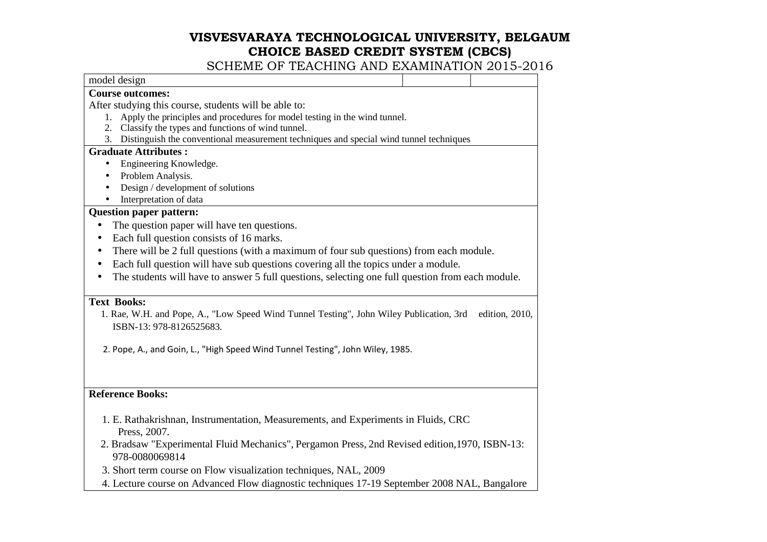# VISVESVARAYA TECHNOLOGICAL UNIVERSITY, BELGAUM
## CHOICE BASED CREDIT SYSTEM (CBCS)
### SCHEME OF TEACHING AND EXAMINATION 2015-2016

model design

**Course outcomes:**

After studying this course, students will be able to:

1. Apply the principles and procedures for model testing in the wind tunnel.
2. Classify the types and functions of wind tunnel.
3. Distinguish the conventional measurement techniques and special wind tunnel techniques

**Graduate Attributes :**

- Engineering Knowledge.
- Problem Analysis.
- Design / development of solutions
- Interpretation of data

**Question paper pattern:**

- The question paper will have ten questions.
- Each full question consists of 16 marks.
- There will be 2 full questions (with a maximum of four sub questions) from each module.
- Each full question will have sub questions covering all the topics under a module.
- The students will have to answer 5 full questions, selecting one full question from each module.

**Text Books:**

1. Rae, W.H. and Pope, A., "Low Speed Wind Tunnel Testing", John Wiley Publication, 3rd edition, 2010, ISBN-13: 978-8126525683.
2. Pope, A., and Goin, L., "High Speed Wind Tunnel Testing", John Wiley, 1985.

**Reference Books:**

1. E. Rathakrishnan, Instrumentation, Measurements, and Experiments in Fluids, CRC Press, 2007.
2. Bradsaw "Experimental Fluid Mechanics", Pergamon Press, 2nd Revised edition,1970, ISBN-13: 978-0080069814
3. Short term course on Flow visualization techniques, NAL, 2009
4. Lecture course on Advanced Flow diagnostic techniques 17-19 September 2008 NAL, Bangalore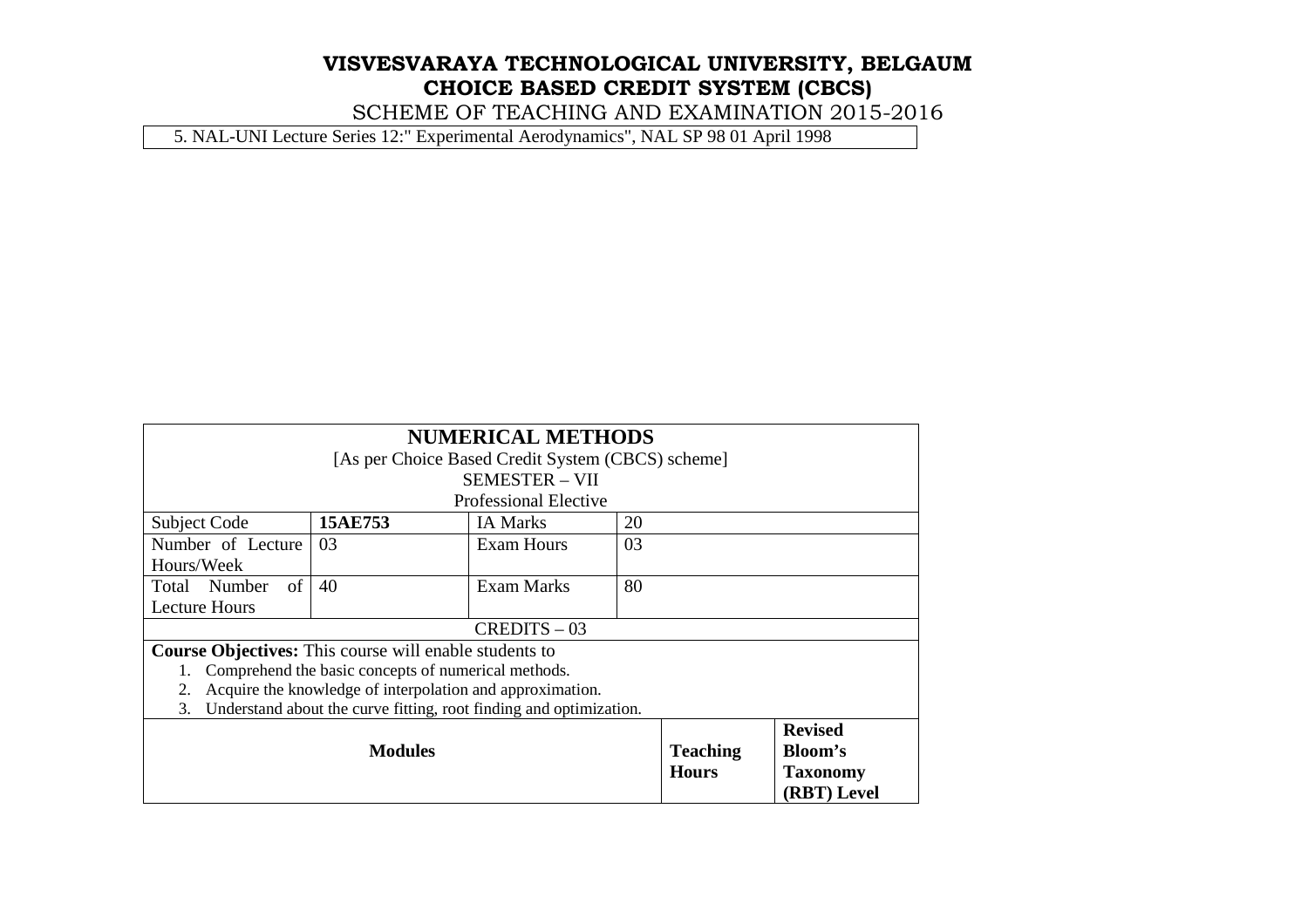5. NAL-UNI Lecture Series 12:" Experimental Aerodynamics", NAL SP 98 01 April 1998

| **NUMERICAL METHODS**<br>[As per Choice Based Credit System (CBCS) scheme]<br>SEMESTER – VII<br>Professional Elective | | | | | |
|---|---|---|---|---|---|
| Subject Code | **15AE753** | IA Marks | 20 | | |
| Number of Lecture Hours/Week | 03 | Exam Hours | 03 | | |
| Total Number of Lecture Hours | 40 | Exam Marks | 80 | | |
| CREDITS – 03 | | | | | |

**Course Objectives:** This course will enable students to

1. Comprehend the basic concepts of numerical methods.
2. Acquire the knowledge of interpolation and approximation.
3. Understand about the curve fitting, root finding and optimization.

| **Modules** | **Teaching Hours** | **Revised Bloom's Taxonomy (RBT) Level** |
|---|---|---|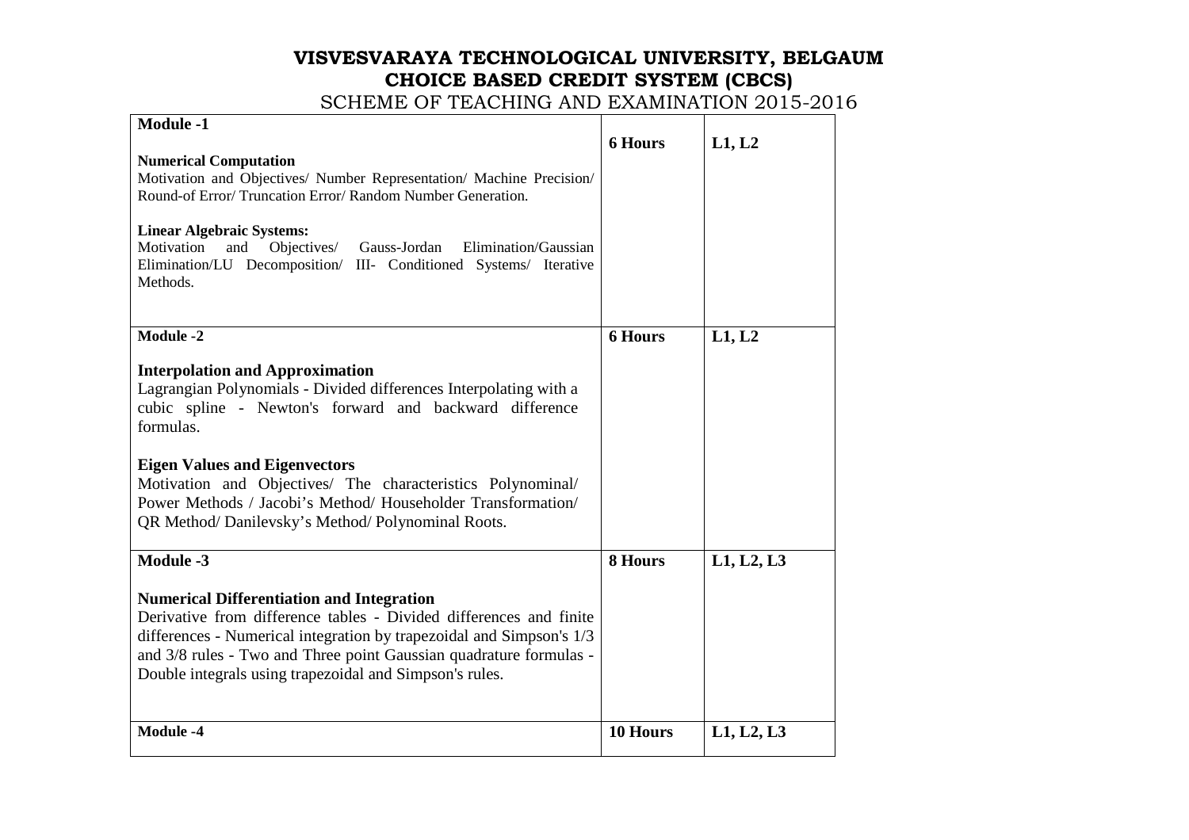**VISVESVARAYA TECHNOLOGICAL UNIVERSITY, BELGAUM**
**CHOICE BASED CREDIT SYSTEM (CBCS)**
SCHEME OF TEACHING AND EXAMINATION 2015-2016

| Module | Hours | Levels |
|---|---|---|
| **Module -1**<br><br>**Numerical Computation**<br>Motivation and Objectives/ Number Representation/ Machine Precision/ Round-of Error/ Truncation Error/ Random Number Generation.<br><br>**Linear Algebraic Systems:**<br>Motivation and Objectives/ Gauss-Jordan Elimination/Gaussian Elimination/LU Decomposition/ III- Conditioned Systems/ Iterative Methods. | **6 Hours** | **L1, L2** |
| **Module -2**<br><br>**Interpolation and Approximation**<br>Lagrangian Polynomials - Divided differences Interpolating with a cubic spline - Newton's forward and backward difference formulas.<br><br>**Eigen Values and Eigenvectors**<br>Motivation and Objectives/ The characteristics Polynominal/ Power Methods / Jacobi's Method/ Householder Transformation/ QR Method/ Danilevsky's Method/ Polynominal Roots. | **6 Hours** | **L1, L2** |
| **Module -3**<br><br>**Numerical Differentiation and Integration**<br>Derivative from difference tables - Divided differences and finite differences - Numerical integration by trapezoidal and Simpson's 1/3 and 3/8 rules - Two and Three point Gaussian quadrature formulas - Double integrals using trapezoidal and Simpson's rules. | **8 Hours** | **L1, L2, L3** |
| **Module -4** | **10 Hours** | **L1, L2, L3** |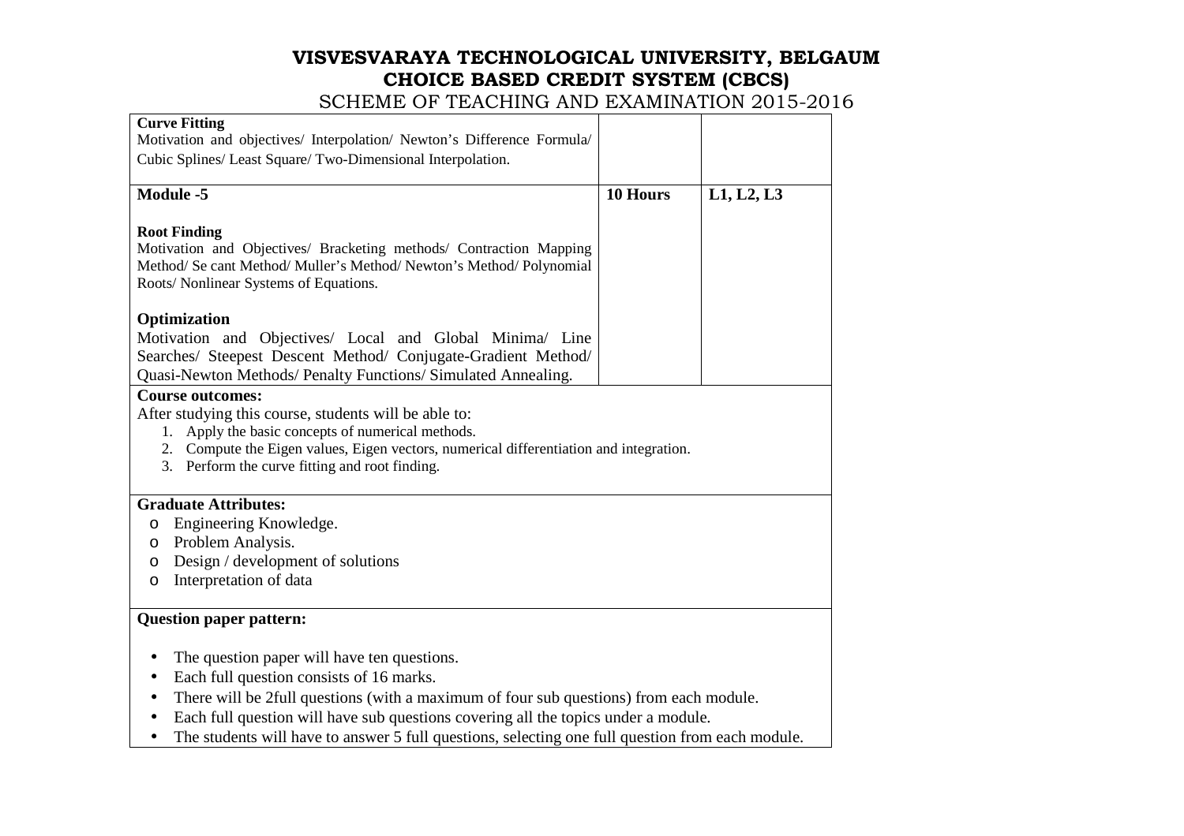**VISVESVARAYA TECHNOLOGICAL UNIVERSITY, BELGAUM**
**CHOICE BASED CREDIT SYSTEM (CBCS)**
SCHEME OF TEACHING AND EXAMINATION 2015-2016

| | | |
|---|---|---|
| **Curve Fitting**<br>Motivation and objectives/ Interpolation/ Newton's Difference Formula/ Cubic Splines/ Least Square/ Two-Dimensional Interpolation. | | |
| **Module -5**<br><br>**Root Finding**<br>Motivation and Objectives/ Bracketing methods/ Contraction Mapping Method/ Se cant Method/ Muller's Method/ Newton's Method/ Polynomial Roots/ Nonlinear Systems of Equations.<br><br>**Optimization**<br>Motivation and Objectives/ Local and Global Minima/ Line Searches/ Steepest Descent Method/ Conjugate-Gradient Method/ Quasi-Newton Methods/ Penalty Functions/ Simulated Annealing. | **10 Hours** | **L1, L2, L3** |

**Course outcomes:**

After studying this course, students will be able to:

1. Apply the basic concepts of numerical methods.
2. Compute the Eigen values, Eigen vectors, numerical differentiation and integration.
3. Perform the curve fitting and root finding.

**Graduate Attributes:**

- Engineering Knowledge.
- Problem Analysis.
- Design / development of solutions
- Interpretation of data

**Question paper pattern:**

- The question paper will have ten questions.
- Each full question consists of 16 marks.
- There will be 2full questions (with a maximum of four sub questions) from each module.
- Each full question will have sub questions covering all the topics under a module.
- The students will have to answer 5 full questions, selecting one full question from each module.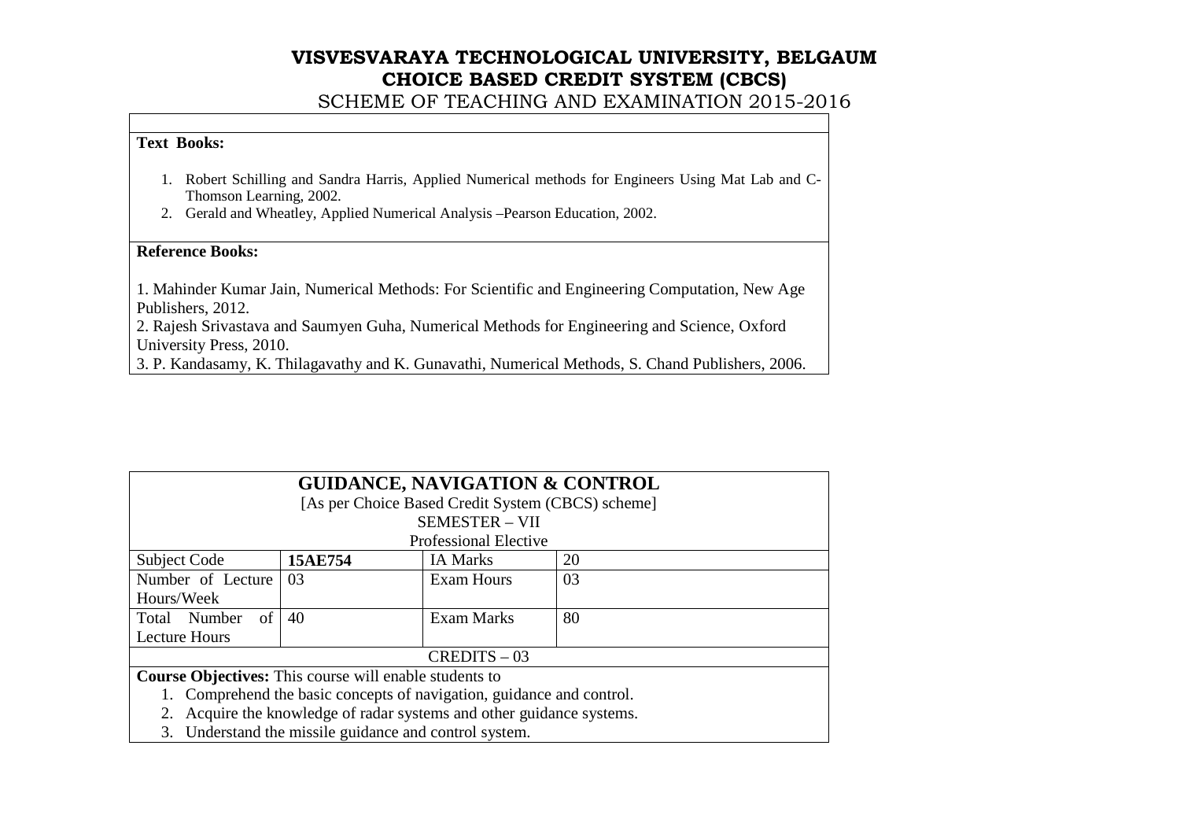**Text Books:**

1. Robert Schilling and Sandra Harris, Applied Numerical methods for Engineers Using Mat Lab and C- Thomson Learning, 2002.
2. Gerald and Wheatley, Applied Numerical Analysis –Pearson Education, 2002.

**Reference Books:**

1. Mahinder Kumar Jain, Numerical Methods: For Scientific and Engineering Computation, New Age Publishers, 2012.
2. Rajesh Srivastava and Saumyen Guha, Numerical Methods for Engineering and Science, Oxford University Press, 2010.
3. P. Kandasamy, K. Thilagavathy and K. Gunavathi, Numerical Methods, S. Chand Publishers, 2006.

## GUIDANCE, NAVIGATION & CONTROL

[As per Choice Based Credit System (CBCS) scheme]

SEMESTER – VII

Professional Elective

| Subject Code | **15AE754** | IA Marks | 20 |
|---|---|---|---|
| Number of Lecture Hours/Week | 03 | Exam Hours | 03 |
| Total Number of Lecture Hours | 40 | Exam Marks | 80 |

CREDITS – 03

**Course Objectives:** This course will enable students to

1. Comprehend the basic concepts of navigation, guidance and control.
2. Acquire the knowledge of radar systems and other guidance systems.
3. Understand the missile guidance and control system.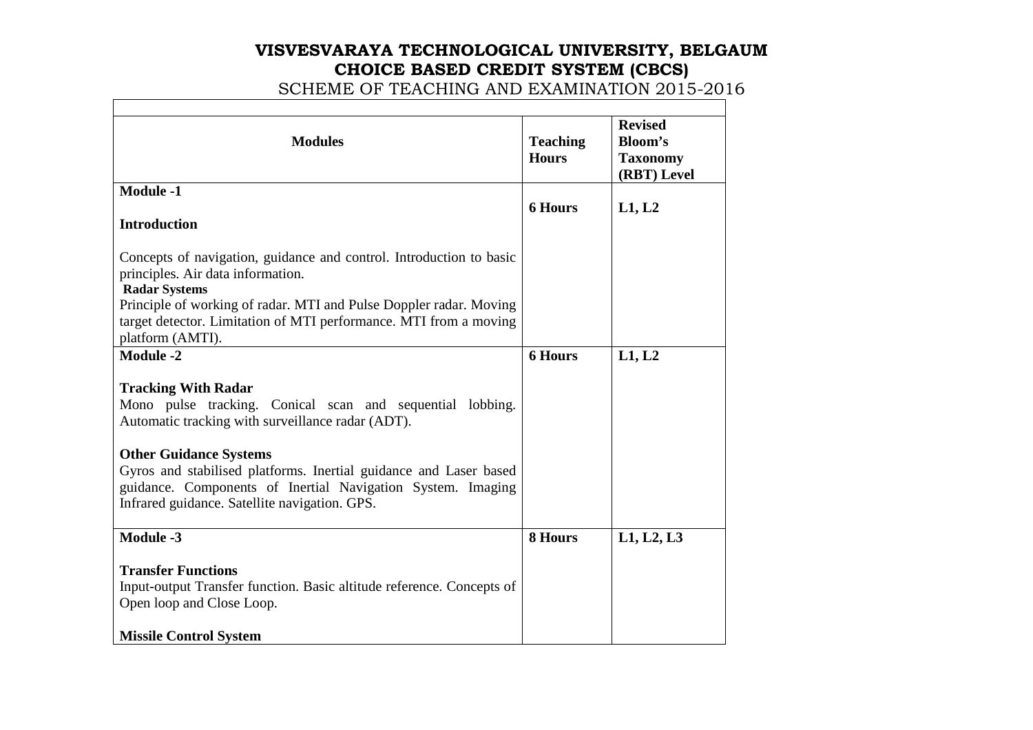# VISVESVARAYA TECHNOLOGICAL UNIVERSITY, BELGAUM
## CHOICE BASED CREDIT SYSTEM (CBCS)
SCHEME OF TEACHING AND EXAMINATION 2015-2016

| Modules | Teaching Hours | Revised Bloom's Taxonomy (RBT) Level |
|---|---|---|
| **Module -1**<br><br>**Introduction**<br><br>Concepts of navigation, guidance and control. Introduction to basic principles. Air data information.<br>**Radar Systems**<br>Principle of working of radar. MTI and Pulse Doppler radar. Moving target detector. Limitation of MTI performance. MTI from a moving platform (AMTI). | **6 Hours** | **L1, L2** |
| **Module -2**<br><br>**Tracking With Radar**<br>Mono pulse tracking. Conical scan and sequential lobbing. Automatic tracking with surveillance radar (ADT).<br><br>**Other Guidance Systems**<br>Gyros and stabilised platforms. Inertial guidance and Laser based guidance. Components of Inertial Navigation System. Imaging Infrared guidance. Satellite navigation. GPS. | **6 Hours** | **L1, L2** |
| **Module -3**<br><br>**Transfer Functions**<br>Input-output Transfer function. Basic altitude reference. Concepts of Open loop and Close Loop.<br><br>**Missile Control System** | **8 Hours** | **L1, L2, L3** |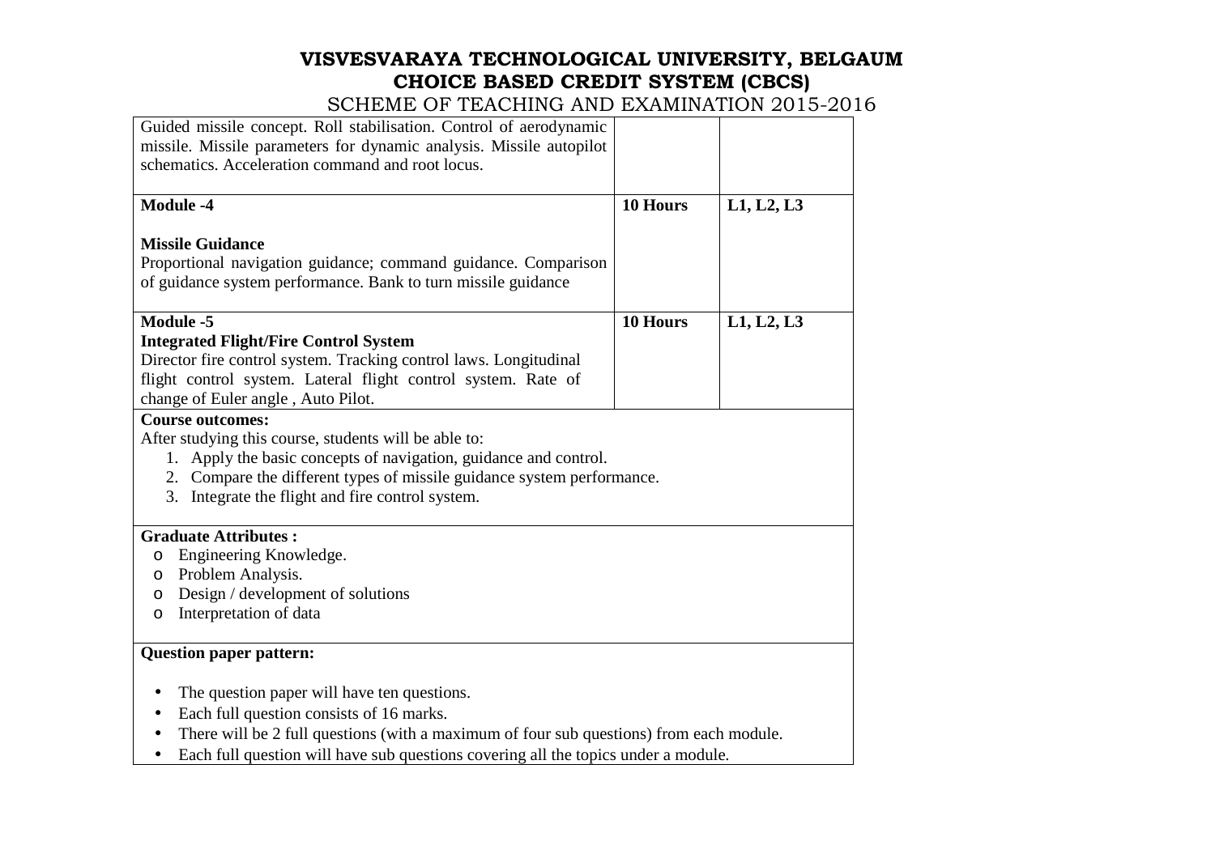| | | |
|---|---|---|
| Guided missile concept. Roll stabilisation. Control of aerodynamic missile. Missile parameters for dynamic analysis. Missile autopilot schematics. Acceleration command and root locus. | | |
| **Module -4**<br><br>**Missile Guidance**<br>Proportional navigation guidance; command guidance. Comparison of guidance system performance. Bank to turn missile guidance | **10 Hours** | **L1, L2, L3** |
| **Module -5**<br>**Integrated Flight/Fire Control System**<br>Director fire control system. Tracking control laws. Longitudinal flight control system. Lateral flight control system. Rate of change of Euler angle , Auto Pilot. | **10 Hours** | **L1, L2, L3** |

**Course outcomes:**

After studying this course, students will be able to:

1. Apply the basic concepts of navigation, guidance and control.
2. Compare the different types of missile guidance system performance.
3. Integrate the flight and fire control system.

**Graduate Attributes :**

- Engineering Knowledge.
- Problem Analysis.
- Design / development of solutions
- Interpretation of data

**Question paper pattern:**

- The question paper will have ten questions.
- Each full question consists of 16 marks.
- There will be 2 full questions (with a maximum of four sub questions) from each module.
- Each full question will have sub questions covering all the topics under a module.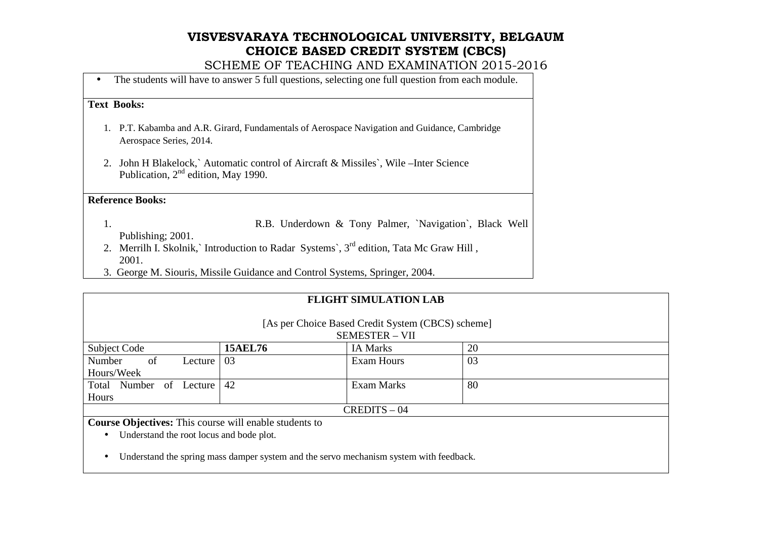# VISVESVARAYA TECHNOLOGICAL UNIVERSITY, BELGAUM
## CHOICE BASED CREDIT SYSTEM (CBCS)
SCHEME OF TEACHING AND EXAMINATION 2015-2016

- The students will have to answer 5 full questions, selecting one full question from each module.

**Text Books:**

1. P.T. Kabamba and A.R. Girard, Fundamentals of Aerospace Navigation and Guidance, Cambridge Aerospace Series, 2014.
2. John H Blakelock,` Automatic control of Aircraft & Missiles`, Wile –Inter Science Publication, 2nd edition, May 1990.

**Reference Books:**

1. R.B. Underdown & Tony Palmer, `Navigation`, Black Well Publishing; 2001.
2. Merrilh I. Skolnik,` Introduction to Radar Systems`, 3rd edition, Tata Mc Graw Hill , 2001.
3. George M. Siouris, Missile Guidance and Control Systems, Springer, 2004.

**FLIGHT SIMULATION LAB**

[As per Choice Based Credit System (CBCS) scheme]
SEMESTER – VII

| Subject Code | **15AEL76** | IA Marks | 20 |
|---|---|---|---|
| Number of Lecture Hours/Week | 03 | Exam Hours | 03 |
| Total Number of Lecture Hours | 42 | Exam Marks | 80 |

CREDITS – 04

**Course Objectives:** This course will enable students to

- Understand the root locus and bode plot.
- Understand the spring mass damper system and the servo mechanism system with feedback.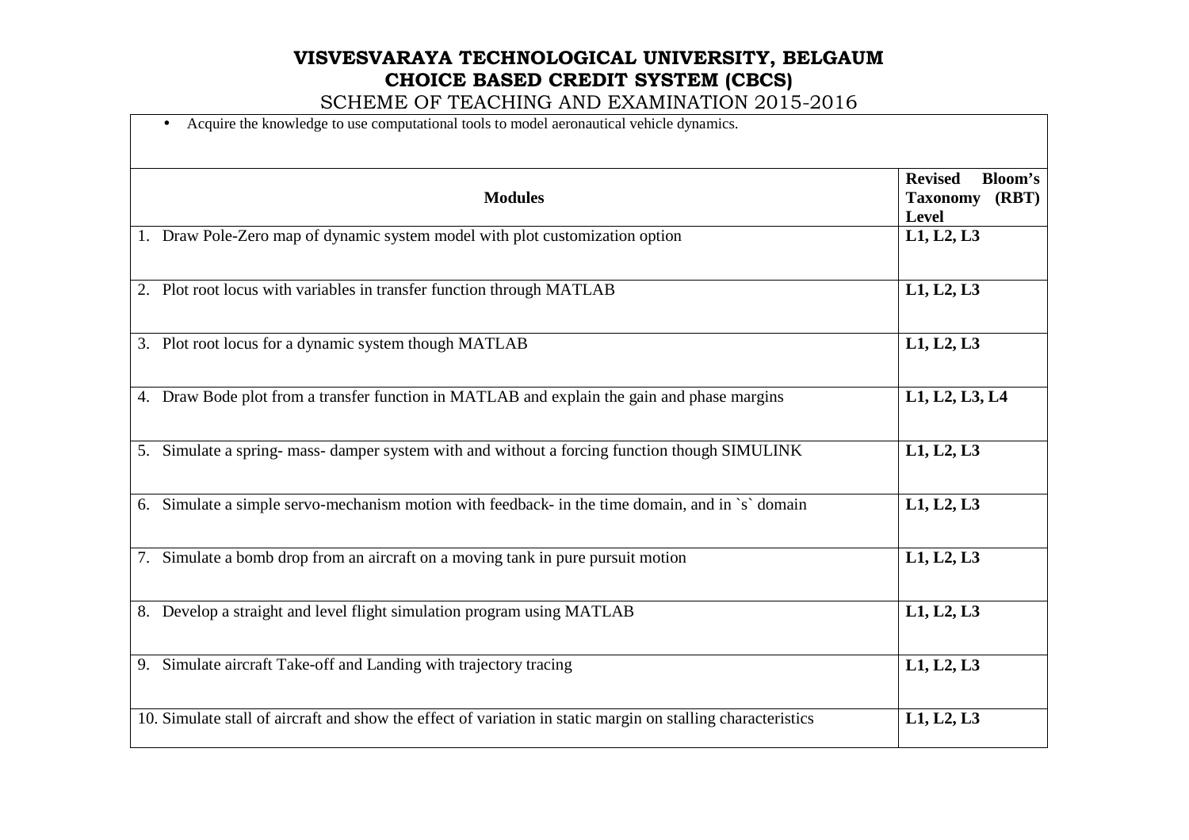# VISVESVARAYA TECHNOLOGICAL UNIVERSITY, BELGAUM
## CHOICE BASED CREDIT SYSTEM (CBCS)
SCHEME OF TEACHING AND EXAMINATION 2015-2016

- Acquire the knowledge to use computational tools to model aeronautical vehicle dynamics.

| Modules | Revised Bloom's Taxonomy (RBT) Level |
|---|---|
| 1. Draw Pole-Zero map of dynamic system model with plot customization option | **L1, L2, L3** |
| 2. Plot root locus with variables in transfer function through MATLAB | **L1, L2, L3** |
| 3. Plot root locus for a dynamic system though MATLAB | **L1, L2, L3** |
| 4. Draw Bode plot from a transfer function in MATLAB and explain the gain and phase margins | **L1, L2, L3, L4** |
| 5. Simulate a spring- mass- damper system with and without a forcing function though SIMULINK | **L1, L2, L3** |
| 6. Simulate a simple servo-mechanism motion with feedback- in the time domain, and in `s` domain | **L1, L2, L3** |
| 7. Simulate a bomb drop from an aircraft on a moving tank in pure pursuit motion | **L1, L2, L3** |
| 8. Develop a straight and level flight simulation program using MATLAB | **L1, L2, L3** |
| 9. Simulate aircraft Take-off and Landing with trajectory tracing | **L1, L2, L3** |
| 10. Simulate stall of aircraft and show the effect of variation in static margin on stalling characteristics | **L1, L2, L3** |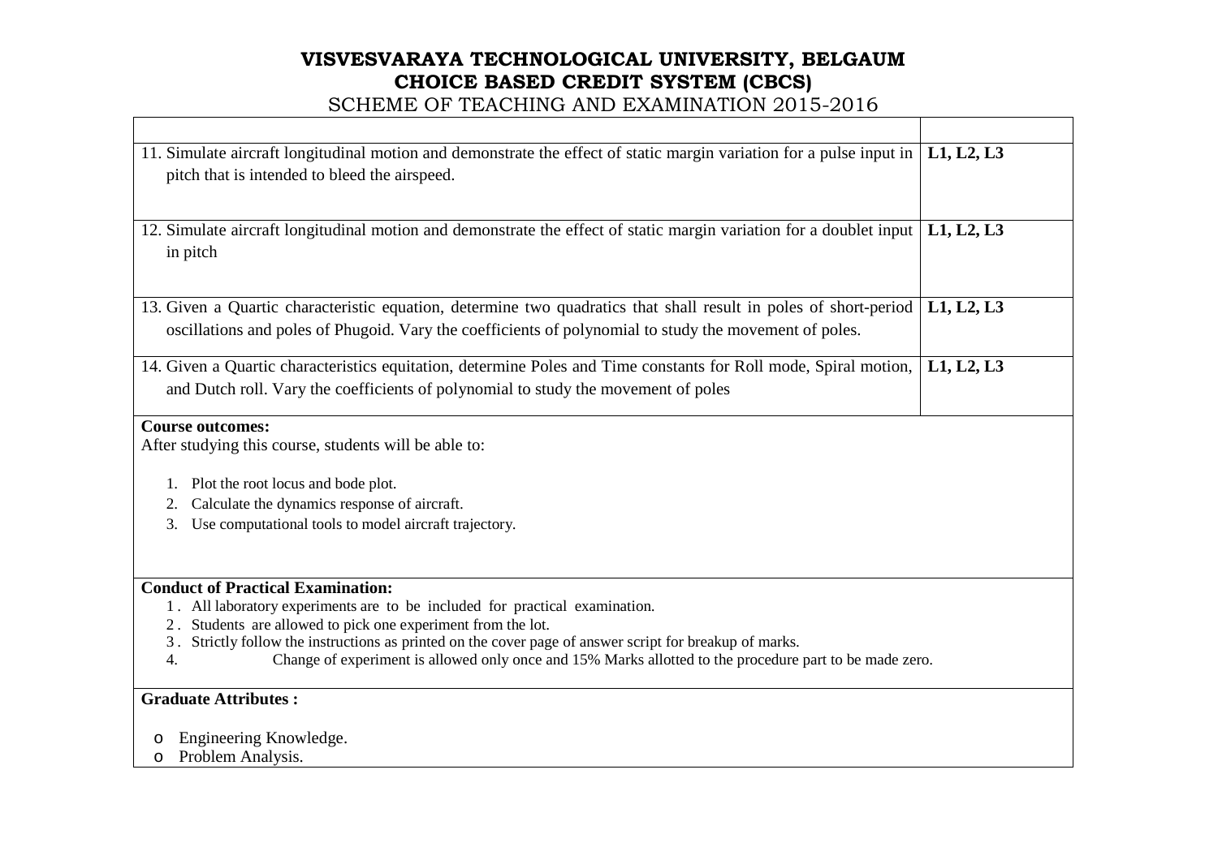# VISVESVARAYA TECHNOLOGICAL UNIVERSITY, BELGAUM
## CHOICE BASED CREDIT SYSTEM (CBCS)
SCHEME OF TEACHING AND EXAMINATION 2015-2016

| | |
|---|---|
| 11. Simulate aircraft longitudinal motion and demonstrate the effect of static margin variation for a pulse input in pitch that is intended to bleed the airspeed. | **L1, L2, L3** |
| 12. Simulate aircraft longitudinal motion and demonstrate the effect of static margin variation for a doublet input in pitch | **L1, L2, L3** |
| 13. Given a Quartic characteristic equation, determine two quadratics that shall result in poles of short-period oscillations and poles of Phugoid. Vary the coefficients of polynomial to study the movement of poles. | **L1, L2, L3** |
| 14. Given a Quartic characteristics equitation, determine Poles and Time constants for Roll mode, Spiral motion, and Dutch roll. Vary the coefficients of polynomial to study the movement of poles | **L1, L2, L3** |

**Course outcomes:**

After studying this course, students will be able to:

1. Plot the root locus and bode plot.
2. Calculate the dynamics response of aircraft.
3. Use computational tools to model aircraft trajectory.

**Conduct of Practical Examination:**

1. All laboratory experiments are to be included for practical examination.
2. Students are allowed to pick one experiment from the lot.
3. Strictly follow the instructions as printed on the cover page of answer script for breakup of marks.
4. Change of experiment is allowed only once and 15% Marks allotted to the procedure part to be made zero.

**Graduate Attributes :**

- Engineering Knowledge.
- Problem Analysis.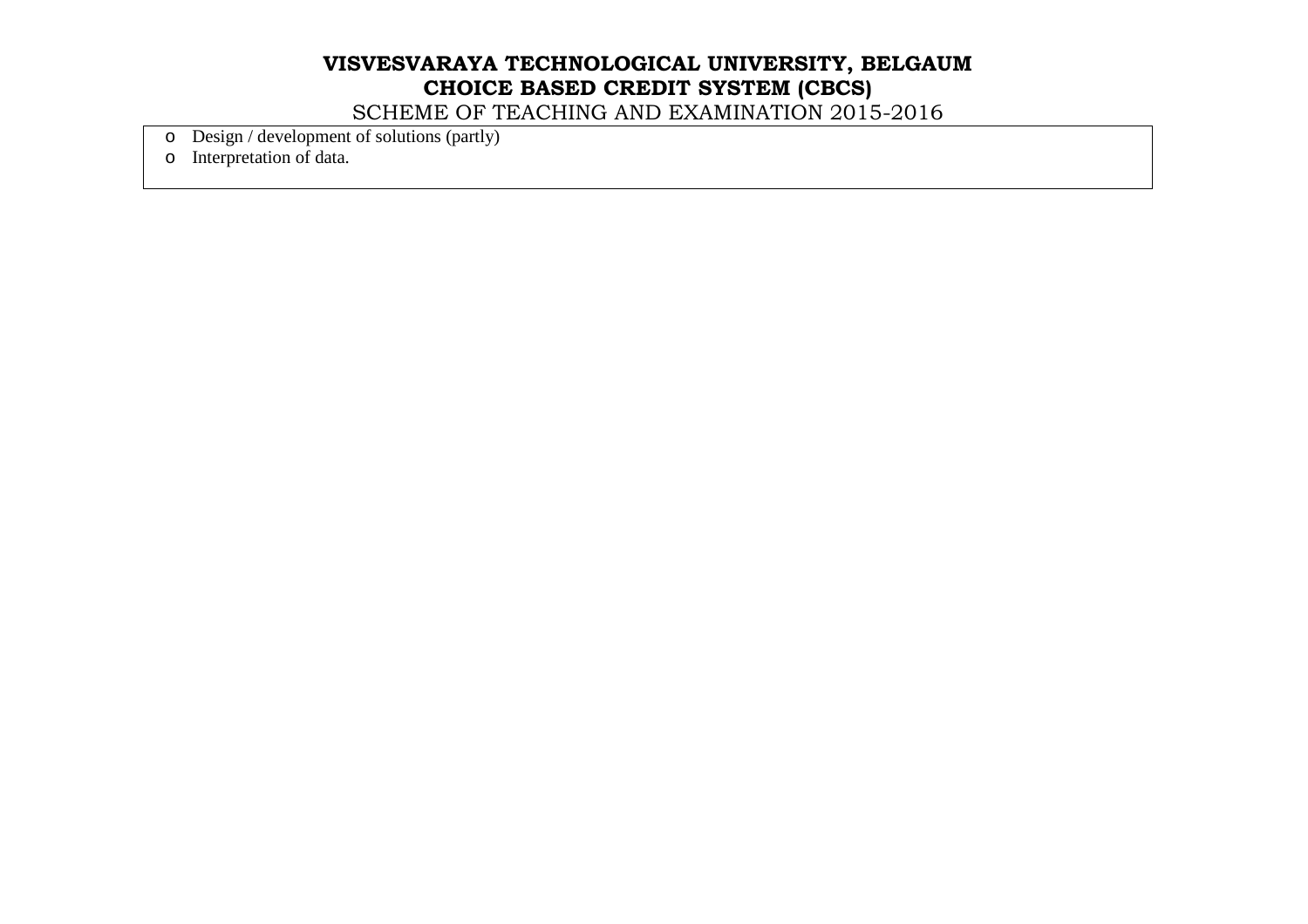- Design / development of solutions (partly)
- Interpretation of data.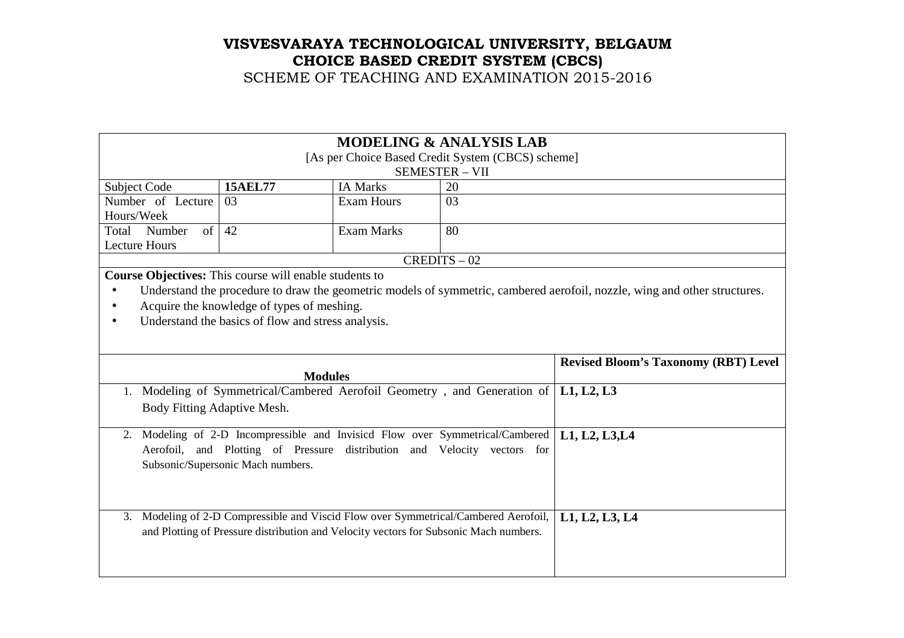# VISVESVARAYA TECHNOLOGICAL UNIVERSITY, BELGAUM
## CHOICE BASED CREDIT SYSTEM (CBCS)
SCHEME OF TEACHING AND EXAMINATION 2015-2016

| **MODELING & ANALYSIS LAB**<br>[As per Choice Based Credit System (CBCS) scheme]<br>SEMESTER – VII | | | |
|---|---|---|---|
| Subject Code | **15AEL77** | IA Marks | 20 |
| Number of Lecture Hours/Week | 03 | Exam Hours | 03 |
| Total Number of Lecture Hours | 42 | Exam Marks | 80 |
| CREDITS – 02 | | | |

**Course Objectives:** This course will enable students to

- Understand the procedure to draw the geometric models of symmetric, cambered aerofoil, nozzle, wing and other structures.
- Acquire the knowledge of types of meshing.
- Understand the basics of flow and stress analysis.

| Modules | Revised Bloom's Taxonomy (RBT) Level |
|---|---|
| 1. Modeling of Symmetrical/Cambered Aerofoil Geometry , and Generation of Body Fitting Adaptive Mesh. | **L1, L2, L3** |
| 2. Modeling of 2-D Incompressible and Invisicd Flow over Symmetrical/Cambered Aerofoil, and Plotting of Pressure distribution and Velocity vectors for Subsonic/Supersonic Mach numbers. | **L1, L2, L3,L4** |
| 3. Modeling of 2-D Compressible and Viscid Flow over Symmetrical/Cambered Aerofoil, and Plotting of Pressure distribution and Velocity vectors for Subsonic Mach numbers. | **L1, L2, L3, L4** |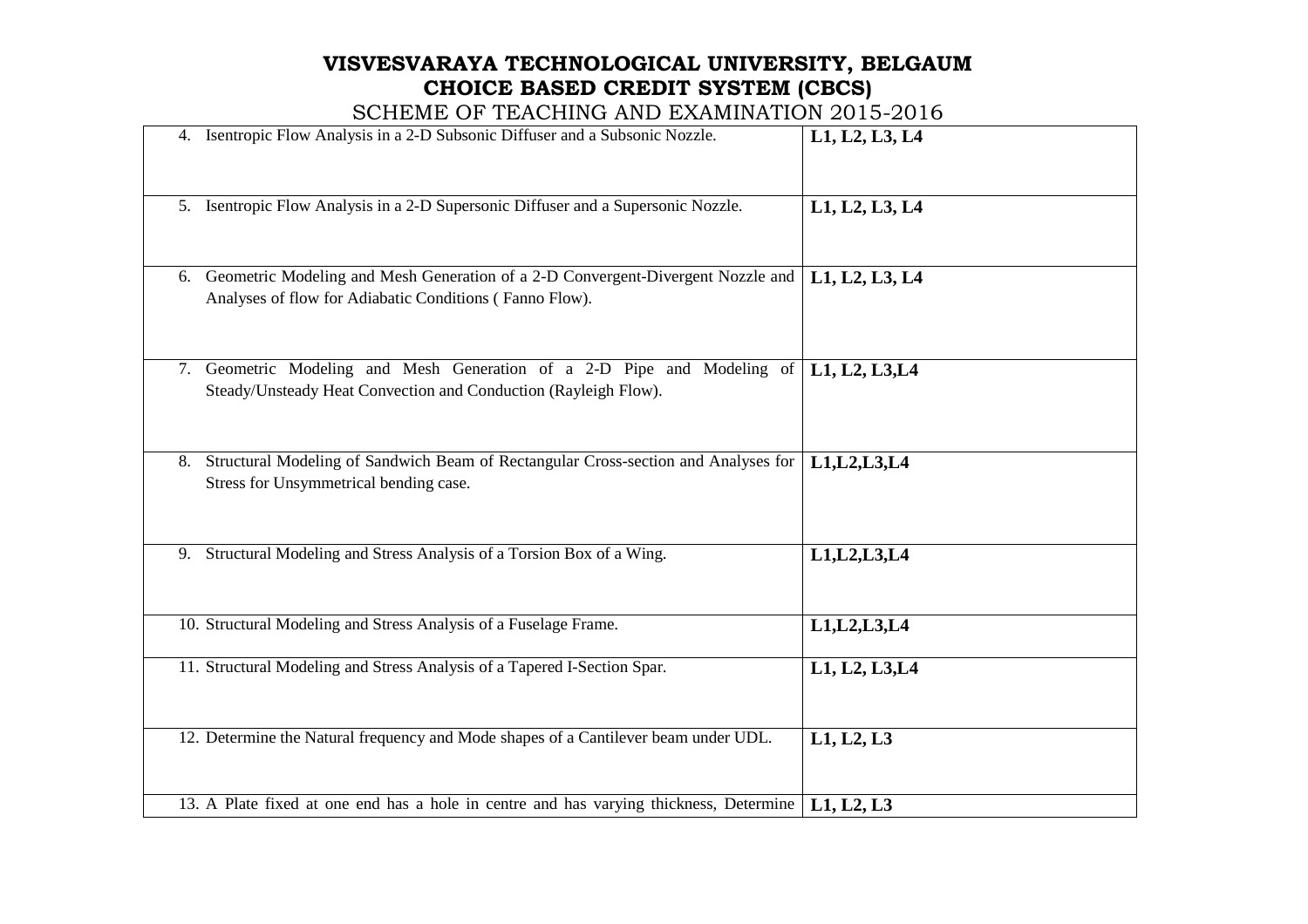# VISVESVARAYA TECHNOLOGICAL UNIVERSITY, BELGAUM
## CHOICE BASED CREDIT SYSTEM (CBCS)
### SCHEME OF TEACHING AND EXAMINATION 2015-2016

| | |
|---|---|
| 4. Isentropic Flow Analysis in a 2-D Subsonic Diffuser and a Subsonic Nozzle. | **L1, L2, L3, L4** |
| 5. Isentropic Flow Analysis in a 2-D Supersonic Diffuser and a Supersonic Nozzle. | **L1, L2, L3, L4** |
| 6. Geometric Modeling and Mesh Generation of a 2-D Convergent-Divergent Nozzle and Analyses of flow for Adiabatic Conditions ( Fanno Flow). | **L1, L2, L3, L4** |
| 7. Geometric Modeling and Mesh Generation of a 2-D Pipe and Modeling of Steady/Unsteady Heat Convection and Conduction (Rayleigh Flow). | **L1, L2, L3,L4** |
| 8. Structural Modeling of Sandwich Beam of Rectangular Cross-section and Analyses for Stress for Unsymmetrical bending case. | **L1,L2,L3,L4** |
| 9. Structural Modeling and Stress Analysis of a Torsion Box of a Wing. | **L1,L2,L3,L4** |
| 10. Structural Modeling and Stress Analysis of a Fuselage Frame. | **L1,L2,L3,L4** |
| 11. Structural Modeling and Stress Analysis of a Tapered I-Section Spar. | **L1, L2, L3,L4** |
| 12. Determine the Natural frequency and Mode shapes of a Cantilever beam under UDL. | **L1, L2, L3** |
| 13. A Plate fixed at one end has a hole in centre and has varying thickness, Determine | **L1, L2, L3** |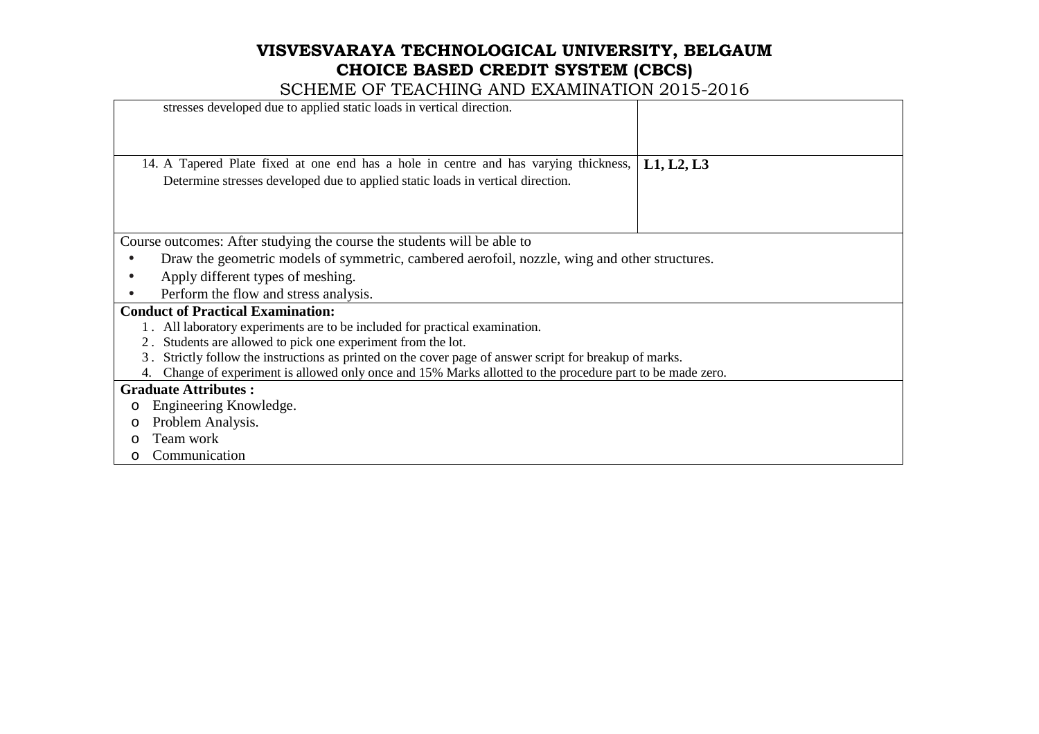| | |
|---|---|
| stresses developed due to applied static loads in vertical direction. | |
| 14. A Tapered Plate fixed at one end has a hole in centre and has varying thickness, Determine stresses developed due to applied static loads in vertical direction. | **L1, L2, L3** |

Course outcomes: After studying the course the students will be able to

- Draw the geometric models of symmetric, cambered aerofoil, nozzle, wing and other structures.
- Apply different types of meshing.
- Perform the flow and stress analysis.

**Conduct of Practical Examination:**

1. All laboratory experiments are to be included for practical examination.
2. Students are allowed to pick one experiment from the lot.
3. Strictly follow the instructions as printed on the cover page of answer script for breakup of marks.
4. Change of experiment is allowed only once and 15% Marks allotted to the procedure part to be made zero.

**Graduate Attributes :**

- Engineering Knowledge.
- Problem Analysis.
- Team work
- Communication